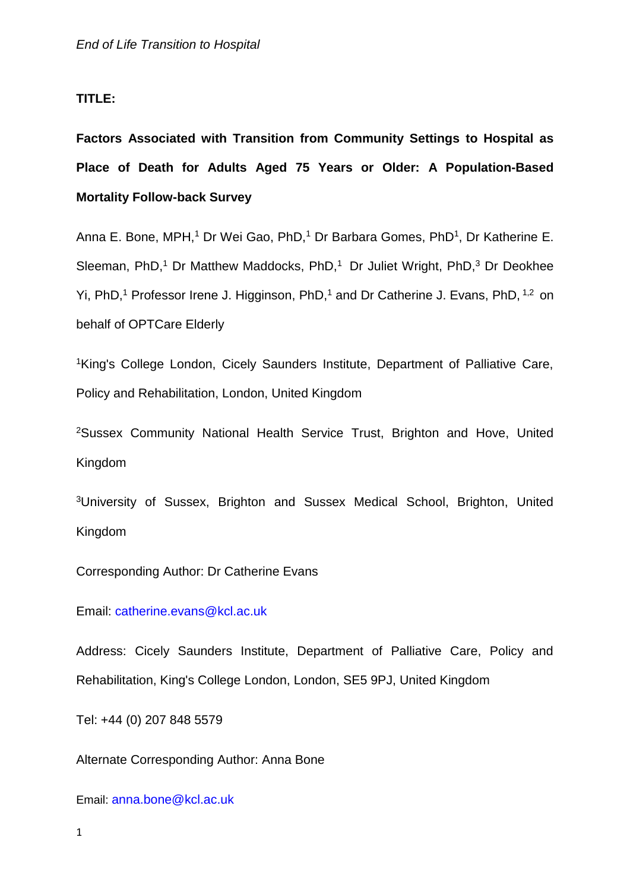**TITLE:**

**Factors Associated with Transition from Community Settings to Hospital as Place of Death for Adults Aged 75 Years or Older: A Population-Based Mortality Follow-back Survey**

Anna E. Bone, MPH,[1] Dr Wei Gao, PhD,[1] Dr Barbara Gomes, PhD[1], Dr Katherine E. Sleeman, PhD,[1] Dr Matthew Maddocks, PhD,[1] Dr Juliet Wright, PhD,[3] Dr Deokhee Yi, PhD,[1] Professor Irene J. Higginson, PhD,[1] and Dr Catherine J. Evans, PhD, [1,2] on behalf of OPTCare Elderly

[1]King's College London, Cicely Saunders Institute, Department of Palliative Care, Policy and Rehabilitation, London, United Kingdom

[2]Sussex Community National Health Service Trust, Brighton and Hove, United Kingdom

[3]University of Sussex, Brighton and Sussex Medical School, Brighton, United Kingdom

Corresponding Author: Dr Catherine Evans

Email: catherine.evans@kcl.ac.uk

Address: Cicely Saunders Institute, Department of Palliative Care, Policy and Rehabilitation, King's College London, London, SE5 9PJ, United Kingdom

Tel: +44 (0) 207 848 5579

Alternate Corresponding Author: Anna Bone

Email: anna.bone@kcl.ac.uk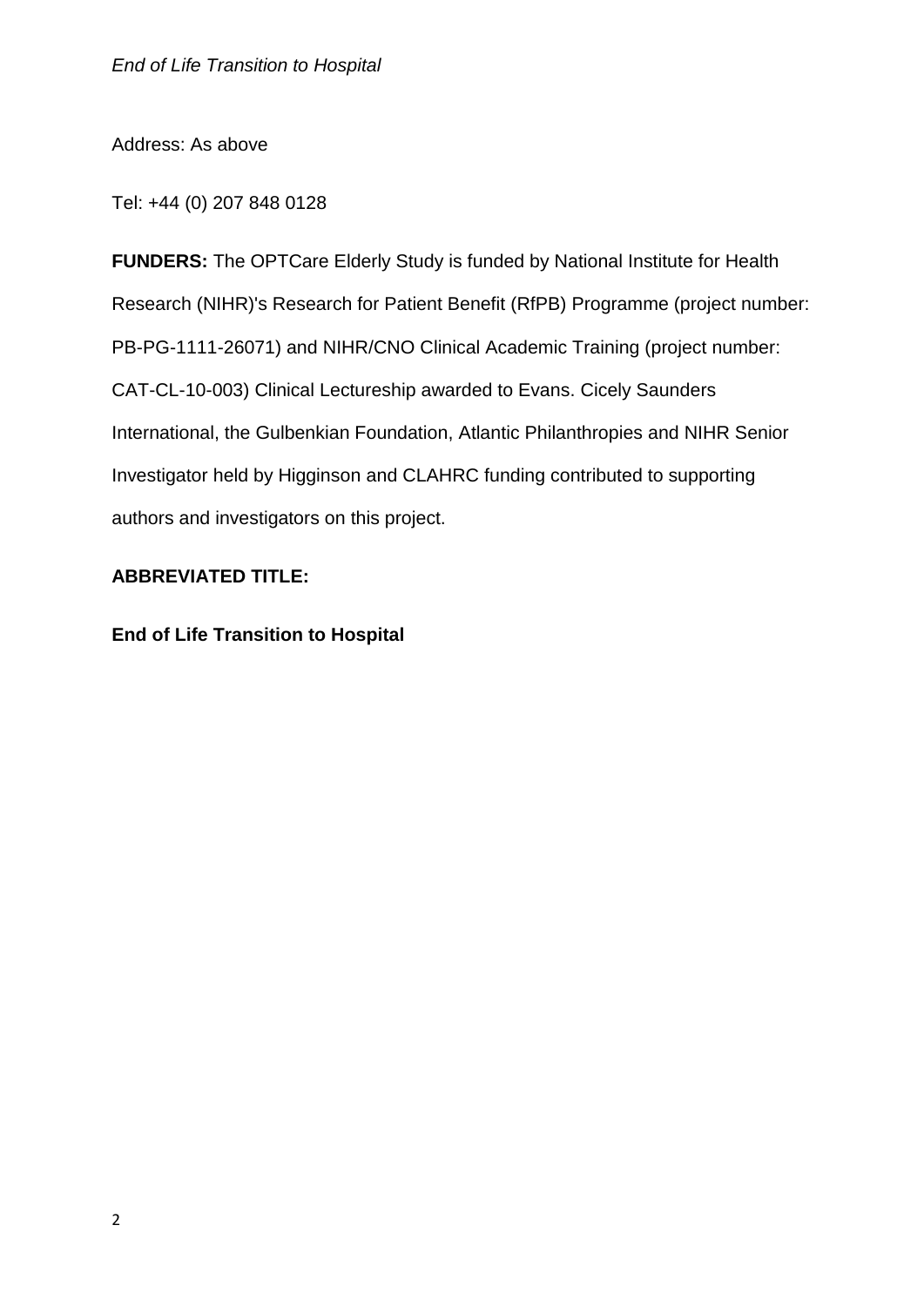Address: As above

Tel: +44 (0) 207 848 0128

**FUNDERS:** The OPTCare Elderly Study is funded by National Institute for Health Research (NIHR)'s Research for Patient Benefit (RfPB) Programme (project number: PB-PG-1111-26071) and NIHR/CNO Clinical Academic Training (project number: CAT-CL-10-003) Clinical Lectureship awarded to Evans. Cicely Saunders International, the Gulbenkian Foundation, Atlantic Philanthropies and NIHR Senior Investigator held by Higginson and CLAHRC funding contributed to supporting authors and investigators on this project.

**ABBREVIATED TITLE:**

**End of Life Transition to Hospital**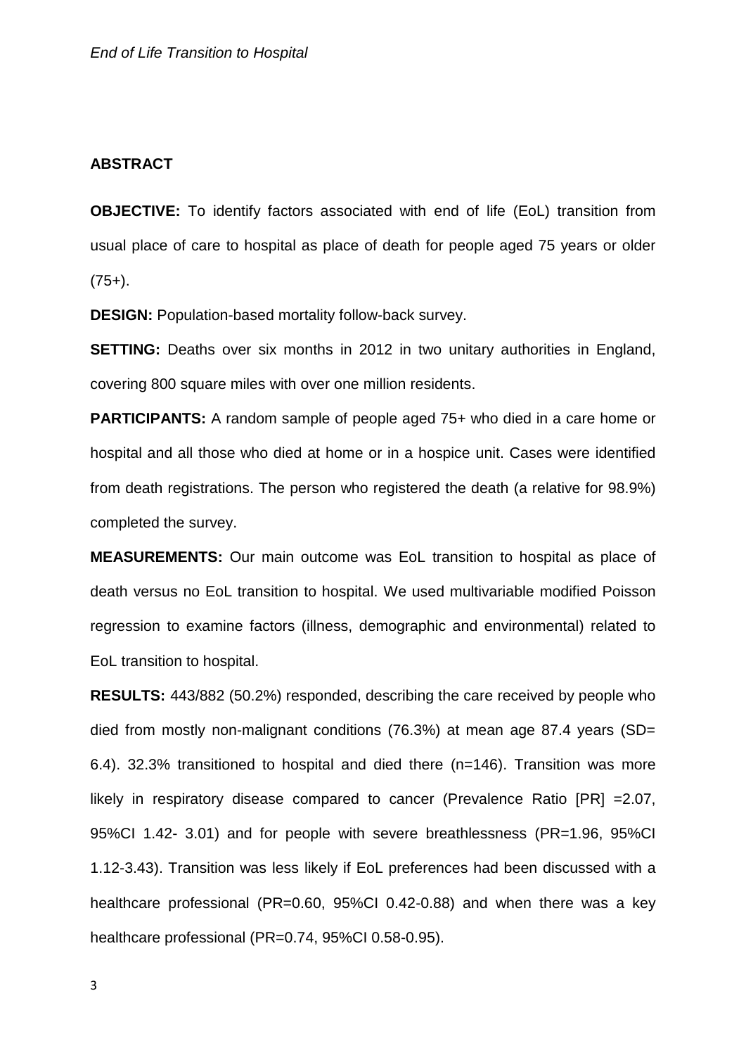## ABSTRACT

**OBJECTIVE:** To identify factors associated with end of life (EoL) transition from usual place of care to hospital as place of death for people aged 75 years or older (75+).

**DESIGN:** Population-based mortality follow-back survey.

**SETTING:** Deaths over six months in 2012 in two unitary authorities in England, covering 800 square miles with over one million residents.

**PARTICIPANTS:** A random sample of people aged 75+ who died in a care home or hospital and all those who died at home or in a hospice unit. Cases were identified from death registrations. The person who registered the death (a relative for 98.9%) completed the survey.

**MEASUREMENTS:** Our main outcome was EoL transition to hospital as place of death versus no EoL transition to hospital. We used multivariable modified Poisson regression to examine factors (illness, demographic and environmental) related to EoL transition to hospital.

**RESULTS:** 443/882 (50.2%) responded, describing the care received by people who died from mostly non-malignant conditions (76.3%) at mean age 87.4 years (SD= 6.4). 32.3% transitioned to hospital and died there (n=146). Transition was more likely in respiratory disease compared to cancer (Prevalence Ratio [PR] =2.07, 95%CI 1.42- 3.01) and for people with severe breathlessness (PR=1.96, 95%CI 1.12-3.43). Transition was less likely if EoL preferences had been discussed with a healthcare professional (PR=0.60, 95%CI 0.42-0.88) and when there was a key healthcare professional (PR=0.74, 95%CI 0.58-0.95).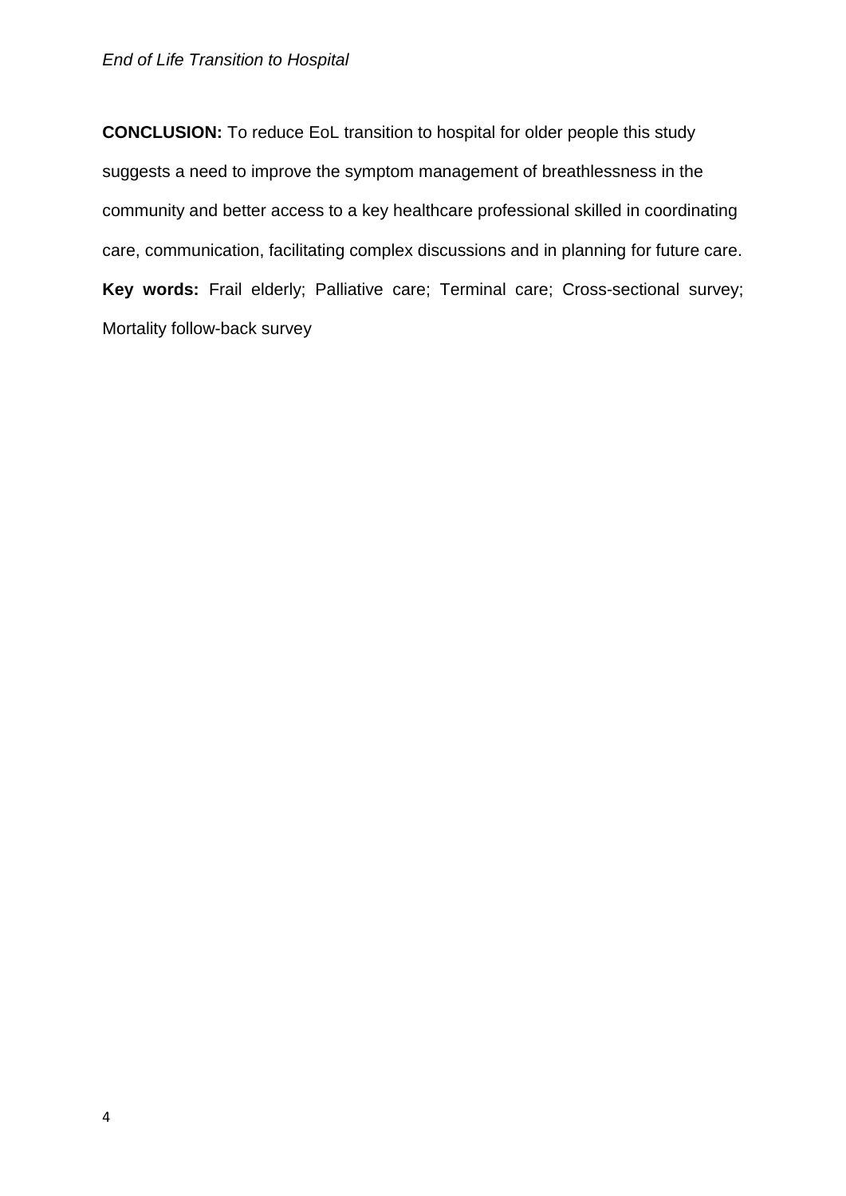**CONCLUSION:** To reduce EoL transition to hospital for older people this study suggests a need to improve the symptom management of breathlessness in the community and better access to a key healthcare professional skilled in coordinating care, communication, facilitating complex discussions and in planning for future care.

**Key words:** Frail elderly; Palliative care; Terminal care; Cross-sectional survey; Mortality follow-back survey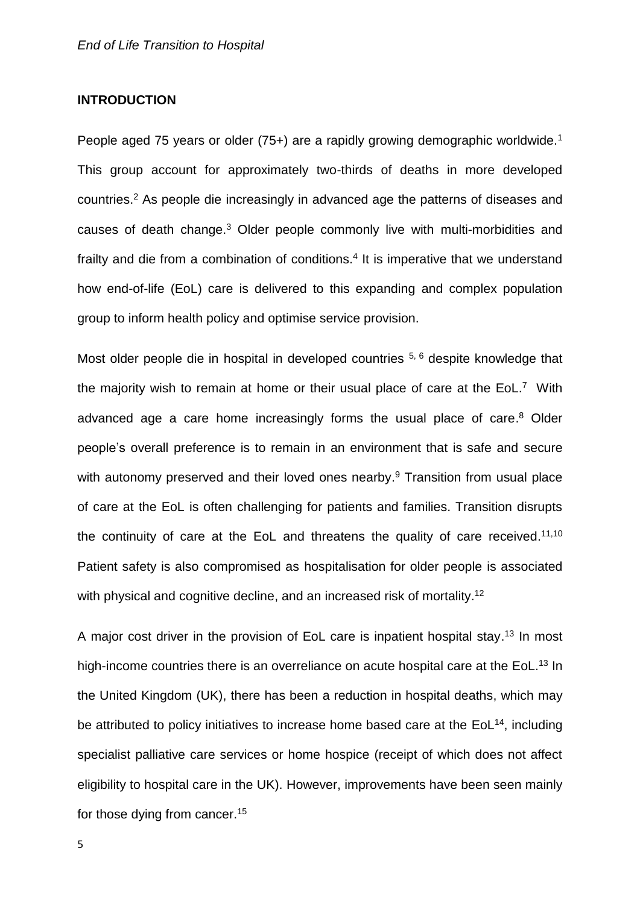## INTRODUCTION

People aged 75 years or older (75+) are a rapidly growing demographic worldwide.[1] This group account for approximately two-thirds of deaths in more developed countries.[2] As people die increasingly in advanced age the patterns of diseases and causes of death change.[3] Older people commonly live with multi-morbidities and frailty and die from a combination of conditions.[4] It is imperative that we understand how end-of-life (EoL) care is delivered to this expanding and complex population group to inform health policy and optimise service provision.

Most older people die in hospital in developed countries [5, 6] despite knowledge that the majority wish to remain at home or their usual place of care at the EoL.[7] With advanced age a care home increasingly forms the usual place of care.[8] Older people's overall preference is to remain in an environment that is safe and secure with autonomy preserved and their loved ones nearby.[9] Transition from usual place of care at the EoL is often challenging for patients and families. Transition disrupts the continuity of care at the EoL and threatens the quality of care received.[11,10] Patient safety is also compromised as hospitalisation for older people is associated with physical and cognitive decline, and an increased risk of mortality.[12]

A major cost driver in the provision of EoL care is inpatient hospital stay.[13] In most high-income countries there is an overreliance on acute hospital care at the EoL.[13] In the United Kingdom (UK), there has been a reduction in hospital deaths, which may be attributed to policy initiatives to increase home based care at the EoL[14], including specialist palliative care services or home hospice (receipt of which does not affect eligibility to hospital care in the UK). However, improvements have been seen mainly for those dying from cancer.[15]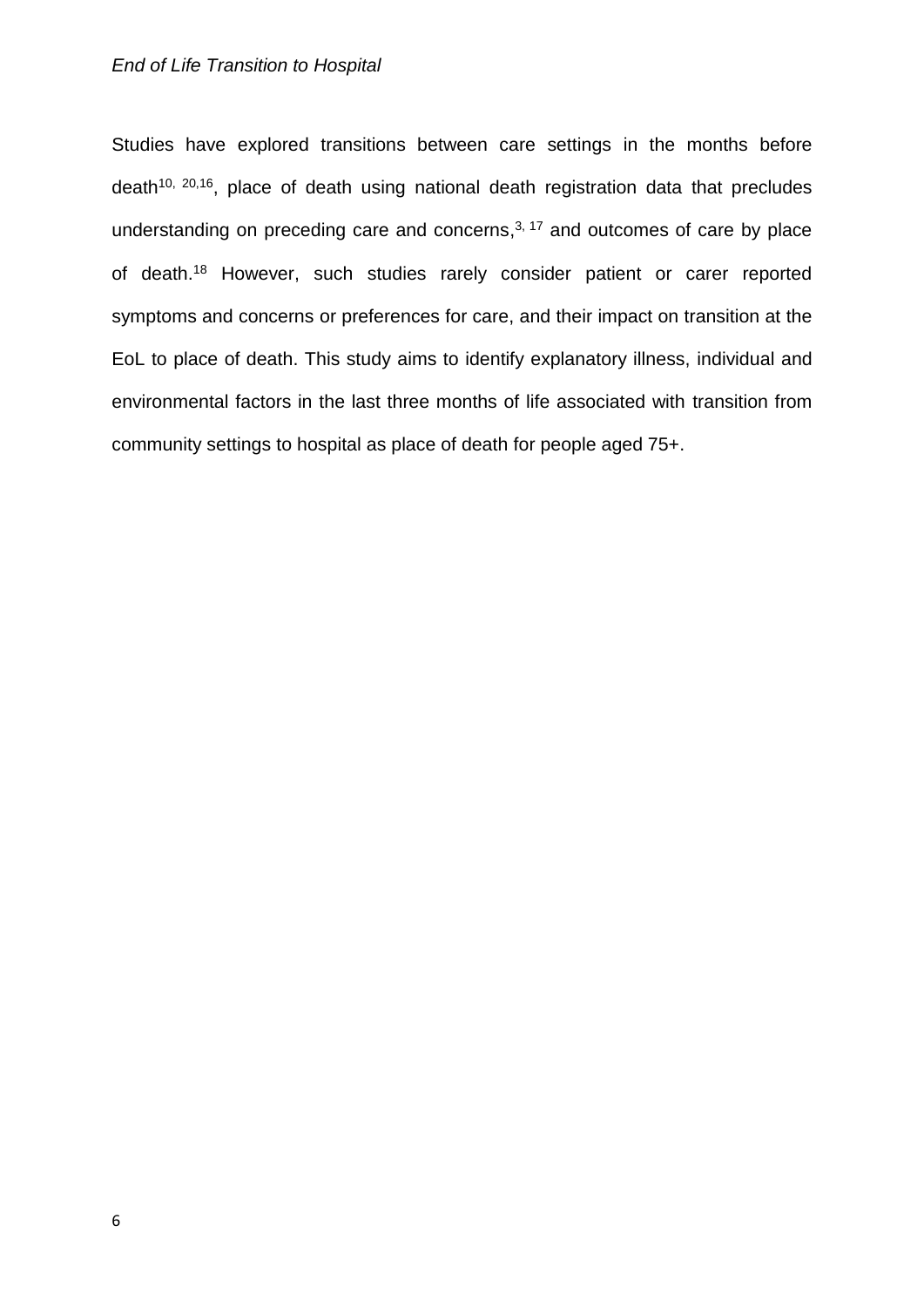Studies have explored transitions between care settings in the months before death[10, 20,16], place of death using national death registration data that precludes understanding on preceding care and concerns,[3, 17] and outcomes of care by place of death.[18] However, such studies rarely consider patient or carer reported symptoms and concerns or preferences for care, and their impact on transition at the EoL to place of death. This study aims to identify explanatory illness, individual and environmental factors in the last three months of life associated with transition from community settings to hospital as place of death for people aged 75+.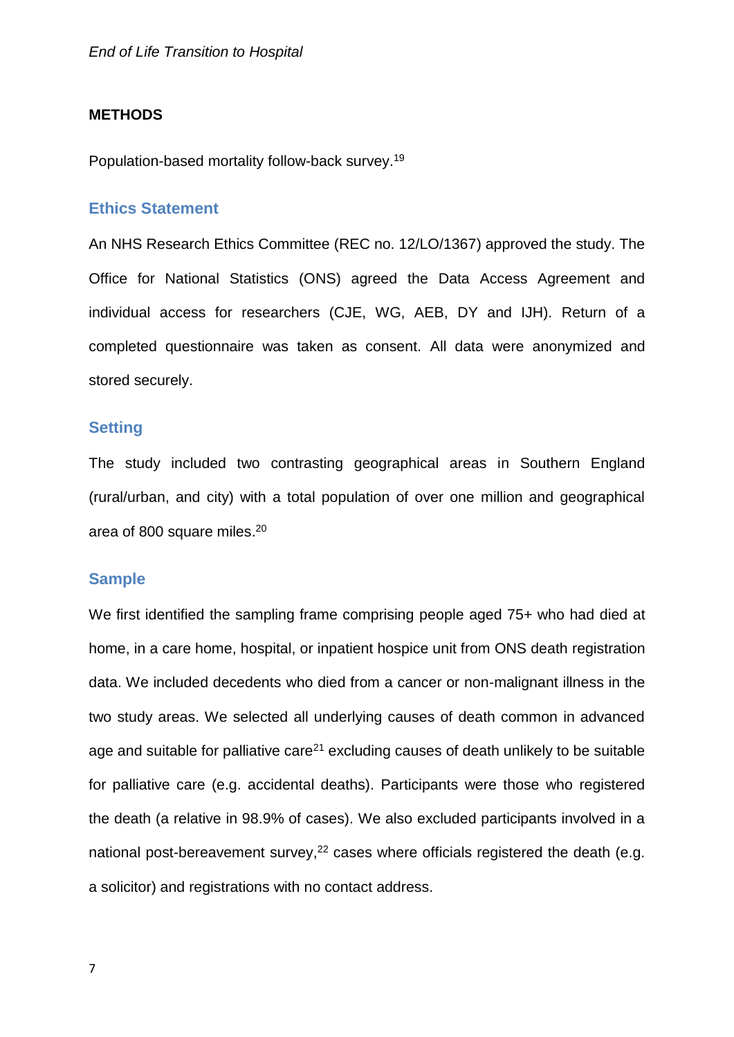## METHODS

Population-based mortality follow-back survey.[19]

### Ethics Statement

An NHS Research Ethics Committee (REC no. 12/LO/1367) approved the study. The Office for National Statistics (ONS) agreed the Data Access Agreement and individual access for researchers (CJE, WG, AEB, DY and IJH). Return of a completed questionnaire was taken as consent. All data were anonymized and stored securely.

### Setting

The study included two contrasting geographical areas in Southern England (rural/urban, and city) with a total population of over one million and geographical area of 800 square miles.[20]

### Sample

We first identified the sampling frame comprising people aged 75+ who had died at home, in a care home, hospital, or inpatient hospice unit from ONS death registration data. We included decedents who died from a cancer or non-malignant illness in the two study areas. We selected all underlying causes of death common in advanced age and suitable for palliative care[21] excluding causes of death unlikely to be suitable for palliative care (e.g. accidental deaths). Participants were those who registered the death (a relative in 98.9% of cases). We also excluded participants involved in a national post-bereavement survey,[22] cases where officials registered the death (e.g. a solicitor) and registrations with no contact address.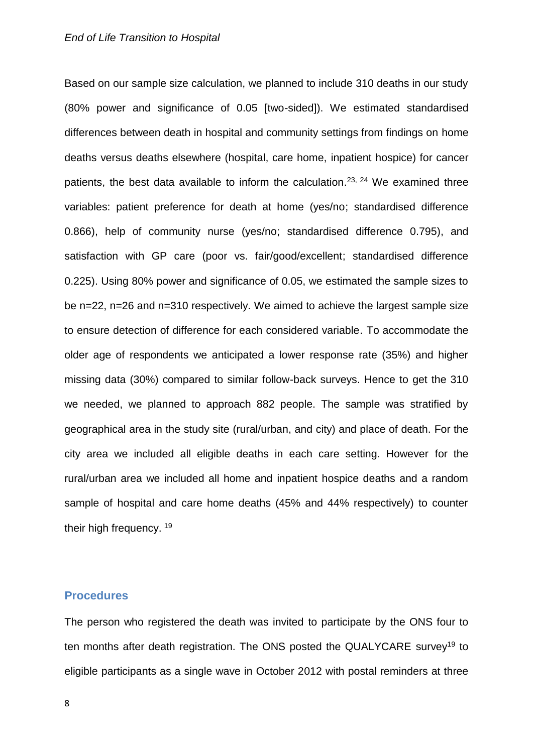Based on our sample size calculation, we planned to include 310 deaths in our study (80% power and significance of 0.05 [two-sided]). We estimated standardised differences between death in hospital and community settings from findings on home deaths versus deaths elsewhere (hospital, care home, inpatient hospice) for cancer patients, the best data available to inform the calculation.[23, 24] We examined three variables: patient preference for death at home (yes/no; standardised difference 0.866), help of community nurse (yes/no; standardised difference 0.795), and satisfaction with GP care (poor vs. fair/good/excellent; standardised difference 0.225). Using 80% power and significance of 0.05, we estimated the sample sizes to be n=22, n=26 and n=310 respectively. We aimed to achieve the largest sample size to ensure detection of difference for each considered variable. To accommodate the older age of respondents we anticipated a lower response rate (35%) and higher missing data (30%) compared to similar follow-back surveys. Hence to get the 310 we needed, we planned to approach 882 people. The sample was stratified by geographical area in the study site (rural/urban, and city) and place of death. For the city area we included all eligible deaths in each care setting. However for the rural/urban area we included all home and inpatient hospice deaths and a random sample of hospital and care home deaths (45% and 44% respectively) to counter their high frequency. [19]

## Procedures

The person who registered the death was invited to participate by the ONS four to ten months after death registration. The ONS posted the QUALYCARE survey[19] to eligible participants as a single wave in October 2012 with postal reminders at three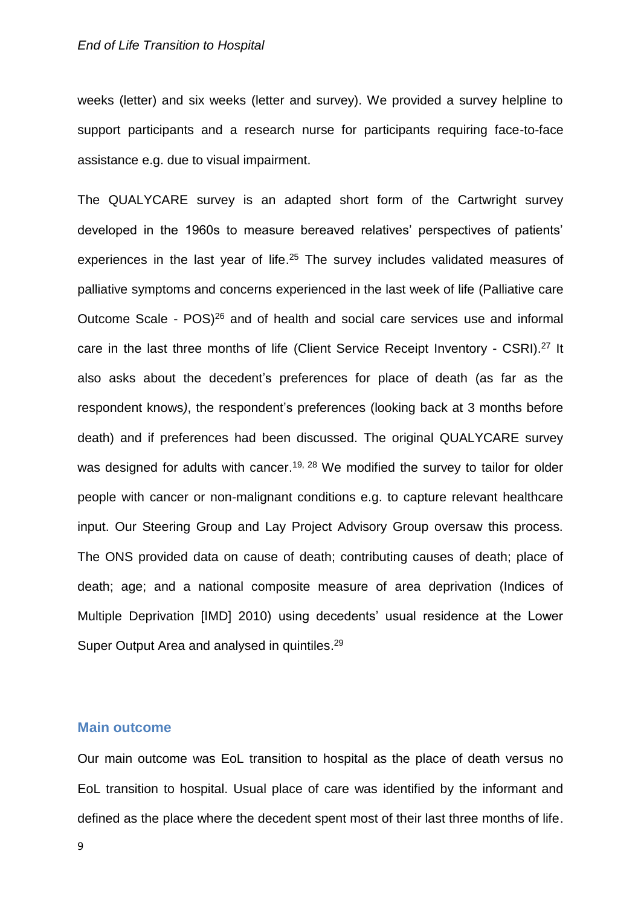weeks (letter) and six weeks (letter and survey). We provided a survey helpline to support participants and a research nurse for participants requiring face-to-face assistance e.g. due to visual impairment.

The QUALYCARE survey is an adapted short form of the Cartwright survey developed in the 1960s to measure bereaved relatives' perspectives of patients' experiences in the last year of life.[25] The survey includes validated measures of palliative symptoms and concerns experienced in the last week of life (Palliative care Outcome Scale - POS)[26] and of health and social care services use and informal care in the last three months of life (Client Service Receipt Inventory - CSRI).[27] It also asks about the decedent's preferences for place of death (as far as the respondent knows*)*, the respondent's preferences (looking back at 3 months before death) and if preferences had been discussed. The original QUALYCARE survey was designed for adults with cancer.[19, 28] We modified the survey to tailor for older people with cancer or non-malignant conditions e.g. to capture relevant healthcare input. Our Steering Group and Lay Project Advisory Group oversaw this process. The ONS provided data on cause of death; contributing causes of death; place of death; age; and a national composite measure of area deprivation (Indices of Multiple Deprivation [IMD] 2010) using decedents' usual residence at the Lower Super Output Area and analysed in quintiles.[29]

## Main outcome

Our main outcome was EoL transition to hospital as the place of death versus no EoL transition to hospital. Usual place of care was identified by the informant and defined as the place where the decedent spent most of their last three months of life.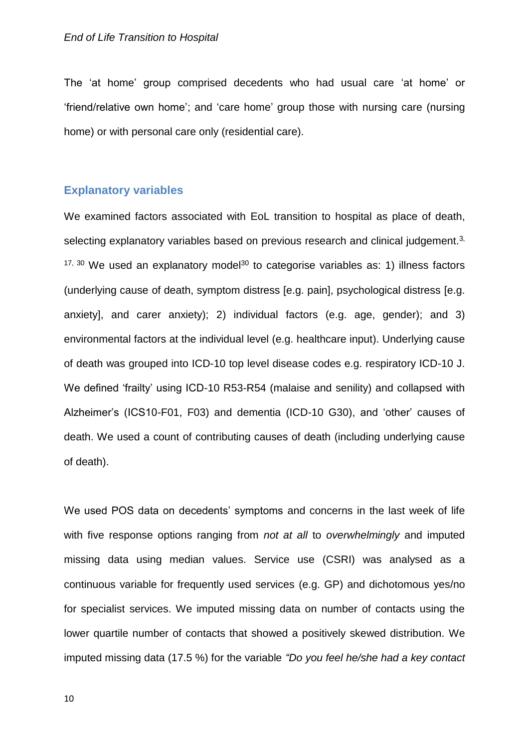The 'at home' group comprised decedents who had usual care 'at home' or 'friend/relative own home'; and 'care home' group those with nursing care (nursing home) or with personal care only (residential care).

## Explanatory variables

We examined factors associated with EoL transition to hospital as place of death, selecting explanatory variables based on previous research and clinical judgement.[3, 17, 30] We used an explanatory model[30] to categorise variables as: 1) illness factors (underlying cause of death, symptom distress [e.g. pain], psychological distress [e.g. anxiety], and carer anxiety); 2) individual factors (e.g. age, gender); and 3) environmental factors at the individual level (e.g. healthcare input). Underlying cause of death was grouped into ICD-10 top level disease codes e.g. respiratory ICD-10 J. We defined 'frailty' using ICD-10 R53-R54 (malaise and senility) and collapsed with Alzheimer's (ICS10-F01, F03) and dementia (ICD-10 G30), and 'other' causes of death. We used a count of contributing causes of death (including underlying cause of death).

We used POS data on decedents' symptoms and concerns in the last week of life with five response options ranging from *not at all* to *overwhelmingly* and imputed missing data using median values. Service use (CSRI) was analysed as a continuous variable for frequently used services (e.g. GP) and dichotomous yes/no for specialist services. We imputed missing data on number of contacts using the lower quartile number of contacts that showed a positively skewed distribution. We imputed missing data (17.5 %) for the variable *"Do you feel he/she had a key contact*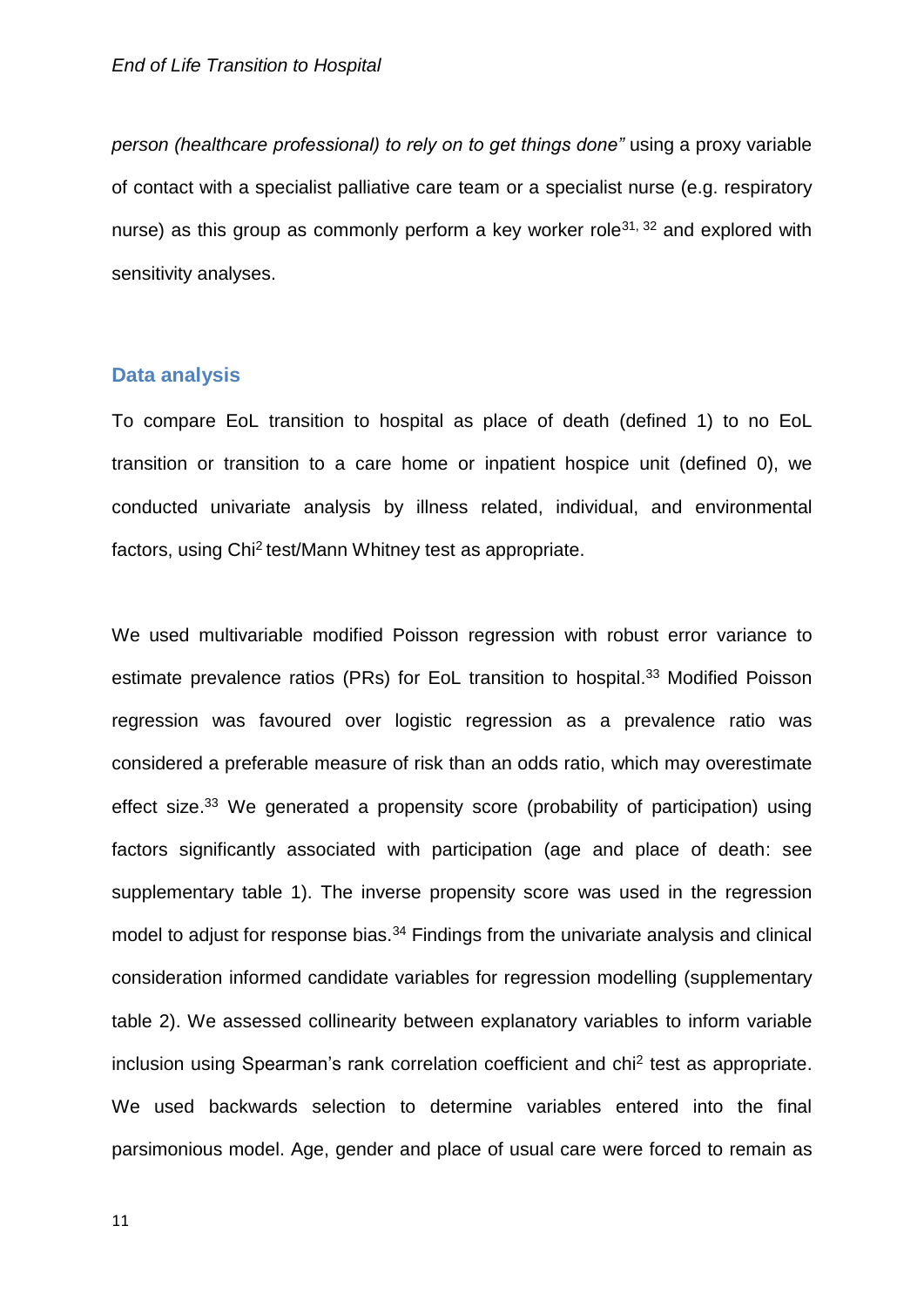*person (healthcare professional) to rely on to get things done"* using a proxy variable of contact with a specialist palliative care team or a specialist nurse (e.g. respiratory nurse) as this group as commonly perform a key worker role[31, 32] and explored with sensitivity analyses.

## Data analysis

To compare EoL transition to hospital as place of death (defined 1) to no EoL transition or transition to a care home or inpatient hospice unit (defined 0), we conducted univariate analysis by illness related, individual, and environmental factors, using $Chi^2$ test/Mann Whitney test as appropriate.

We used multivariable modified Poisson regression with robust error variance to estimate prevalence ratios (PRs) for EoL transition to hospital.[33] Modified Poisson regression was favoured over logistic regression as a prevalence ratio was considered a preferable measure of risk than an odds ratio, which may overestimate effect size.[33] We generated a propensity score (probability of participation) using factors significantly associated with participation (age and place of death: see supplementary table 1). The inverse propensity score was used in the regression model to adjust for response bias.[34] Findings from the univariate analysis and clinical consideration informed candidate variables for regression modelling (supplementary table 2). We assessed collinearity between explanatory variables to inform variable inclusion using Spearman's rank correlation coefficient and $chi^2$ test as appropriate. We used backwards selection to determine variables entered into the final parsimonious model. Age, gender and place of usual care were forced to remain as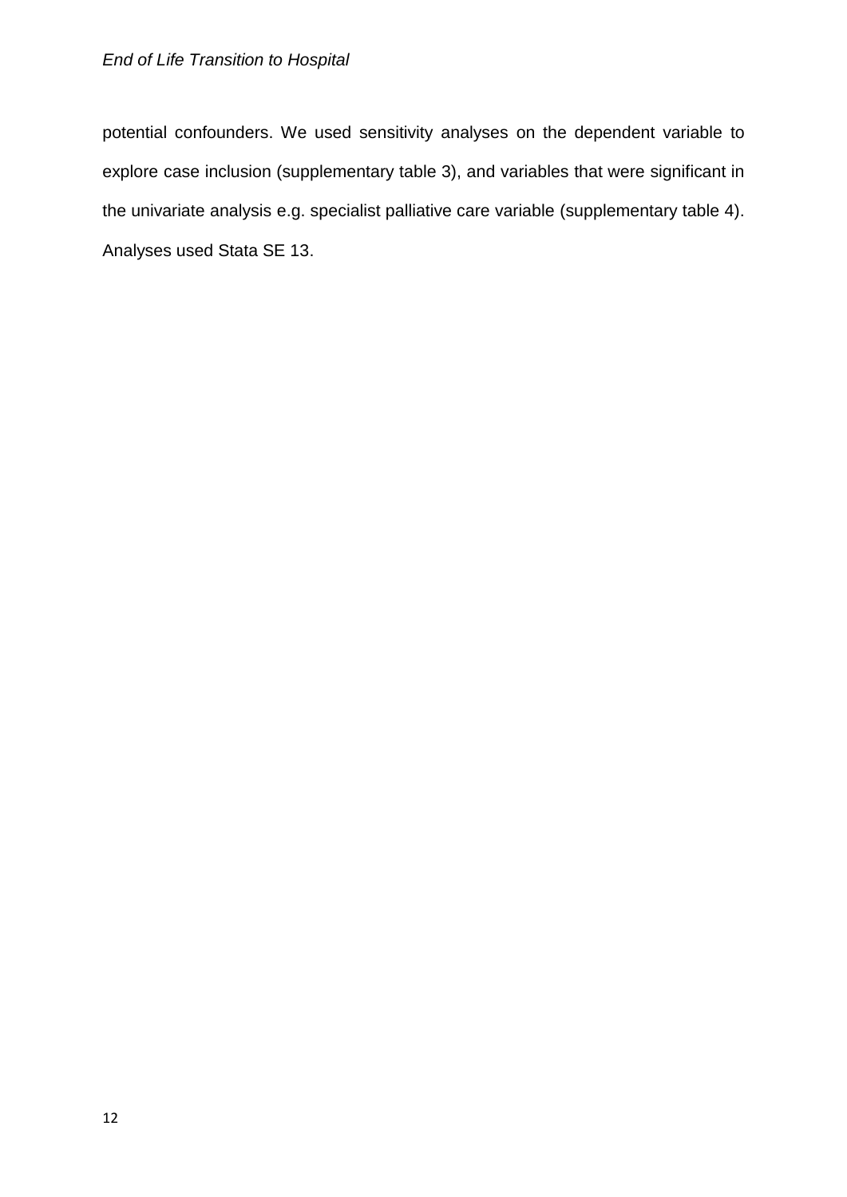potential confounders. We used sensitivity analyses on the dependent variable to explore case inclusion (supplementary table 3), and variables that were significant in the univariate analysis e.g. specialist palliative care variable (supplementary table 4). Analyses used Stata SE 13.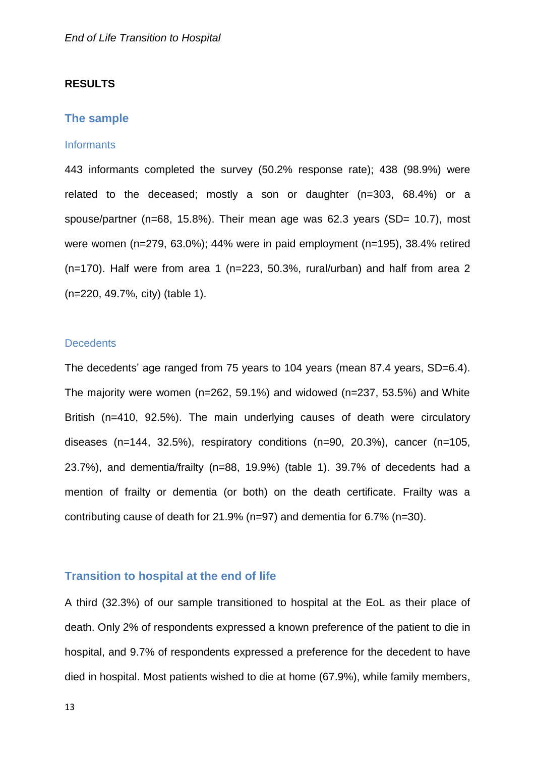## RESULTS

### The sample

#### Informants

443 informants completed the survey (50.2% response rate); 438 (98.9%) were related to the deceased; mostly a son or daughter (n=303, 68.4%) or a spouse/partner (n=68, 15.8%). Their mean age was 62.3 years (SD= 10.7), most were women (n=279, 63.0%); 44% were in paid employment (n=195), 38.4% retired (n=170). Half were from area 1 (n=223, 50.3%, rural/urban) and half from area 2 (n=220, 49.7%, city) (table 1).

#### Decedents

The decedents' age ranged from 75 years to 104 years (mean 87.4 years, SD=6.4). The majority were women (n=262, 59.1%) and widowed (n=237, 53.5%) and White British (n=410, 92.5%). The main underlying causes of death were circulatory diseases (n=144, 32.5%), respiratory conditions (n=90, 20.3%), cancer (n=105, 23.7%), and dementia/frailty (n=88, 19.9%) (table 1). 39.7% of decedents had a mention of frailty or dementia (or both) on the death certificate. Frailty was a contributing cause of death for 21.9% (n=97) and dementia for 6.7% (n=30).

### Transition to hospital at the end of life

A third (32.3%) of our sample transitioned to hospital at the EoL as their place of death. Only 2% of respondents expressed a known preference of the patient to die in hospital, and 9.7% of respondents expressed a preference for the decedent to have died in hospital. Most patients wished to die at home (67.9%), while family members,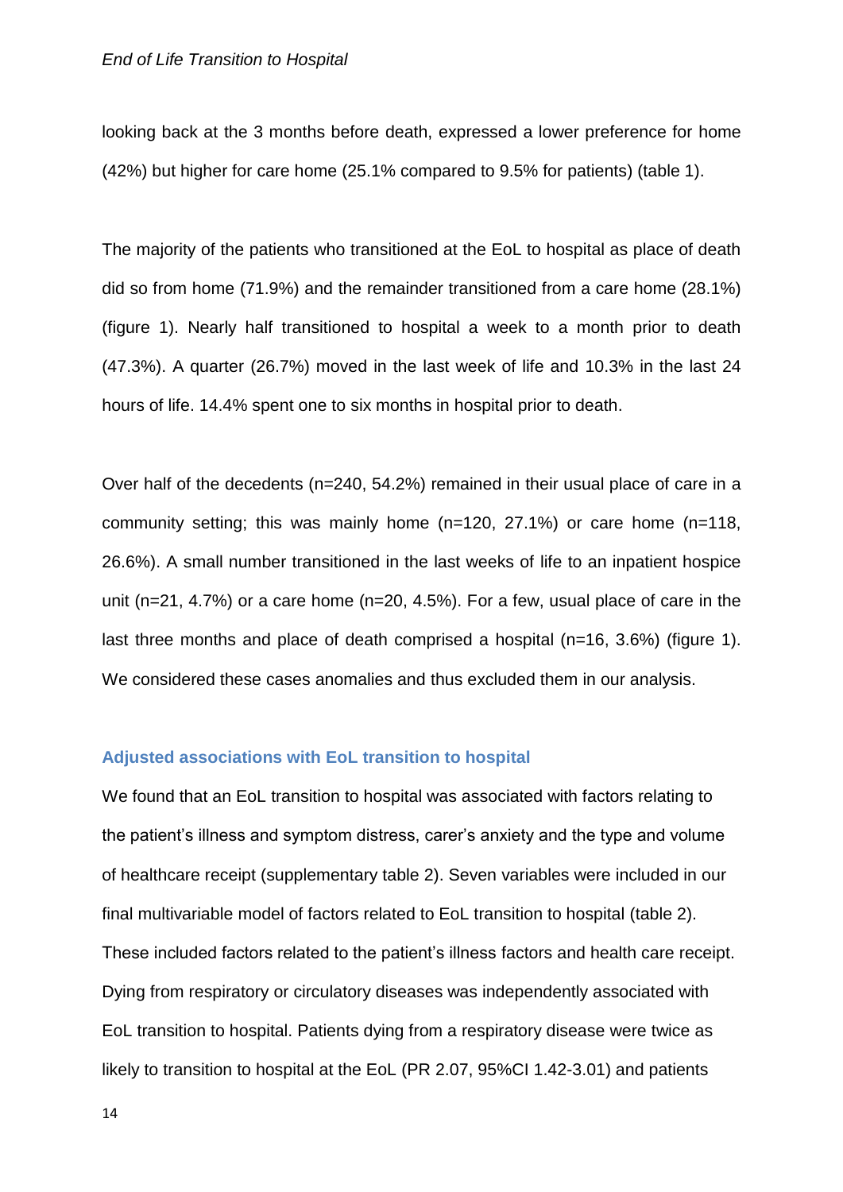looking back at the 3 months before death, expressed a lower preference for home (42%) but higher for care home (25.1% compared to 9.5% for patients) (table 1).

The majority of the patients who transitioned at the EoL to hospital as place of death did so from home (71.9%) and the remainder transitioned from a care home (28.1%) (figure 1). Nearly half transitioned to hospital a week to a month prior to death (47.3%). A quarter (26.7%) moved in the last week of life and 10.3% in the last 24 hours of life. 14.4% spent one to six months in hospital prior to death.

Over half of the decedents (n=240, 54.2%) remained in their usual place of care in a community setting; this was mainly home (n=120, 27.1%) or care home (n=118, 26.6%). A small number transitioned in the last weeks of life to an inpatient hospice unit (n=21, 4.7%) or a care home (n=20, 4.5%). For a few, usual place of care in the last three months and place of death comprised a hospital (n=16, 3.6%) (figure 1). We considered these cases anomalies and thus excluded them in our analysis.

### Adjusted associations with EoL transition to hospital

We found that an EoL transition to hospital was associated with factors relating to the patient's illness and symptom distress, carer's anxiety and the type and volume of healthcare receipt (supplementary table 2). Seven variables were included in our final multivariable model of factors related to EoL transition to hospital (table 2). These included factors related to the patient's illness factors and health care receipt. Dying from respiratory or circulatory diseases was independently associated with EoL transition to hospital. Patients dying from a respiratory disease were twice as likely to transition to hospital at the EoL (PR 2.07, 95%CI 1.42-3.01) and patients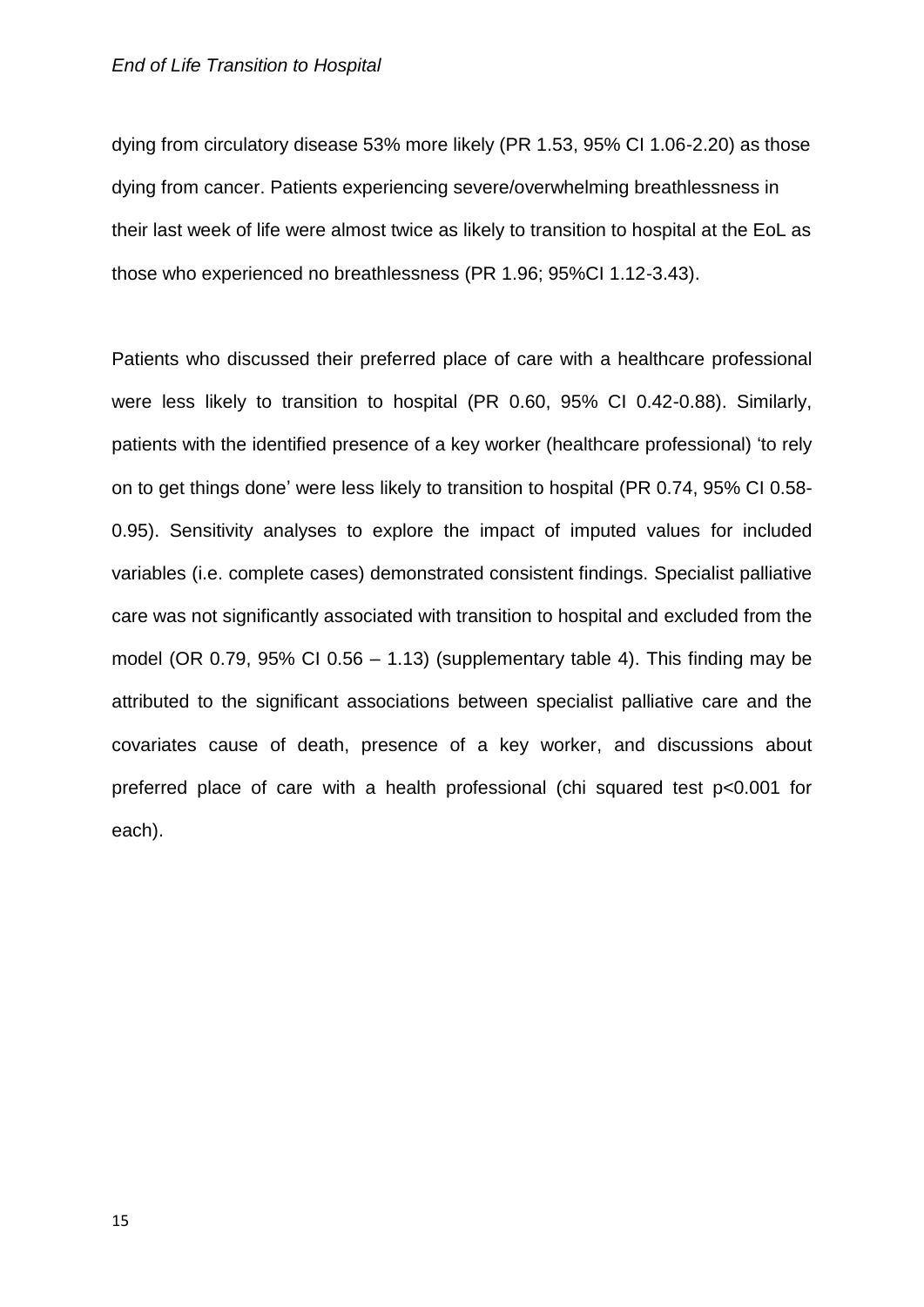dying from circulatory disease 53% more likely (PR 1.53, 95% CI 1.06-2.20) as those dying from cancer. Patients experiencing severe/overwhelming breathlessness in their last week of life were almost twice as likely to transition to hospital at the EoL as those who experienced no breathlessness (PR 1.96; 95%CI 1.12-3.43).

Patients who discussed their preferred place of care with a healthcare professional were less likely to transition to hospital (PR 0.60, 95% CI 0.42-0.88). Similarly, patients with the identified presence of a key worker (healthcare professional) 'to rely on to get things done' were less likely to transition to hospital (PR 0.74, 95% CI 0.58-0.95). Sensitivity analyses to explore the impact of imputed values for included variables (i.e. complete cases) demonstrated consistent findings. Specialist palliative care was not significantly associated with transition to hospital and excluded from the model (OR 0.79, 95% CI 0.56 – 1.13) (supplementary table 4). This finding may be attributed to the significant associations between specialist palliative care and the covariates cause of death, presence of a key worker, and discussions about preferred place of care with a health professional (chi squared test $p<0.001$ for each).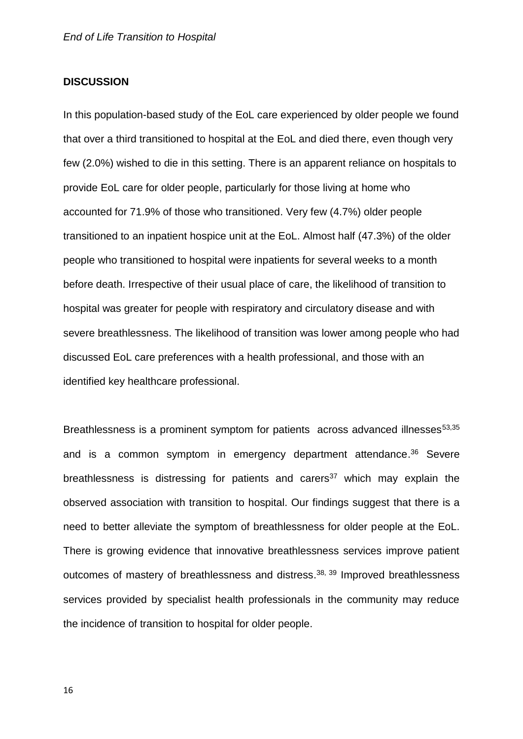## DISCUSSION

In this population-based study of the EoL care experienced by older people we found that over a third transitioned to hospital at the EoL and died there, even though very few (2.0%) wished to die in this setting. There is an apparent reliance on hospitals to provide EoL care for older people, particularly for those living at home who accounted for 71.9% of those who transitioned. Very few (4.7%) older people transitioned to an inpatient hospice unit at the EoL. Almost half (47.3%) of the older people who transitioned to hospital were inpatients for several weeks to a month before death. Irrespective of their usual place of care, the likelihood of transition to hospital was greater for people with respiratory and circulatory disease and with severe breathlessness. The likelihood of transition was lower among people who had discussed EoL care preferences with a health professional, and those with an identified key healthcare professional.

Breathlessness is a prominent symptom for patients across advanced illnesses[53,35] and is a common symptom in emergency department attendance.[36] Severe breathlessness is distressing for patients and carers[37] which may explain the observed association with transition to hospital. Our findings suggest that there is a need to better alleviate the symptom of breathlessness for older people at the EoL. There is growing evidence that innovative breathlessness services improve patient outcomes of mastery of breathlessness and distress.[38, 39] Improved breathlessness services provided by specialist health professionals in the community may reduce the incidence of transition to hospital for older people.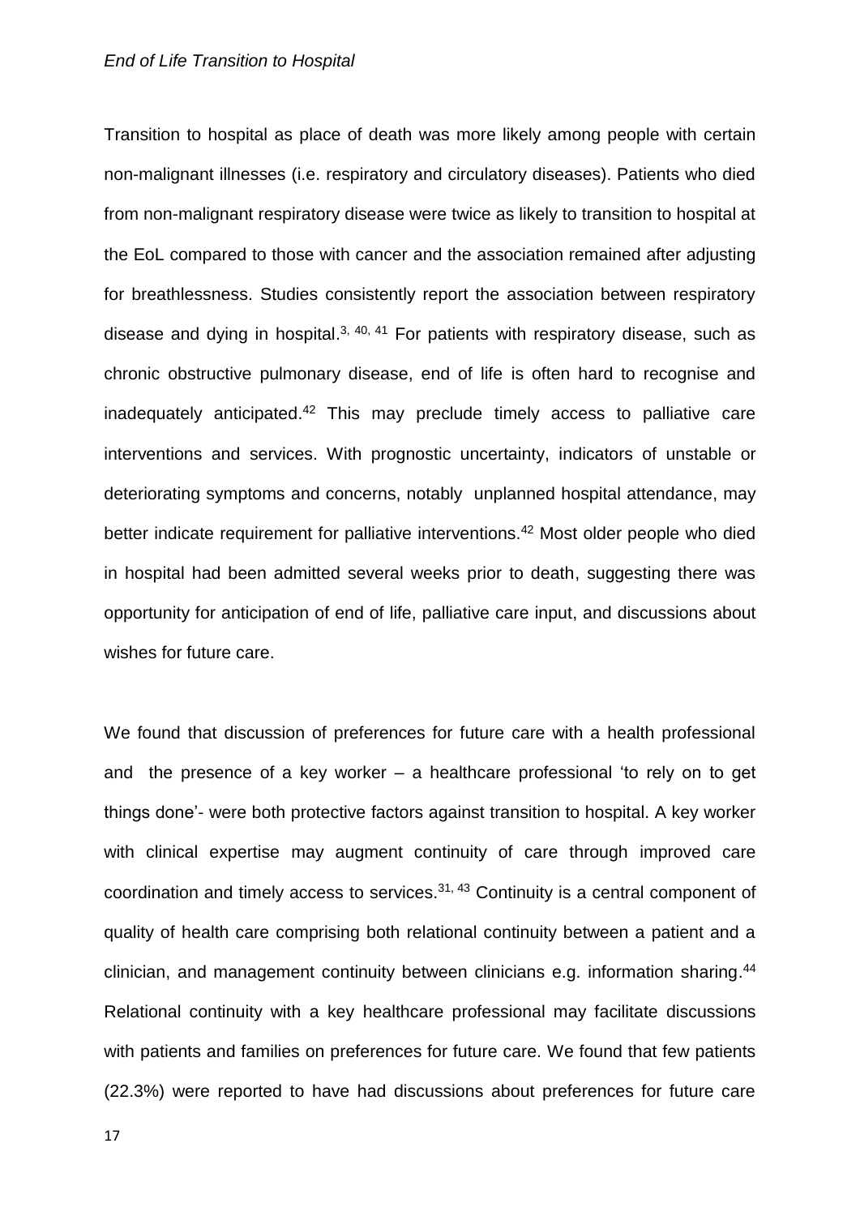Transition to hospital as place of death was more likely among people with certain non-malignant illnesses (i.e. respiratory and circulatory diseases). Patients who died from non-malignant respiratory disease were twice as likely to transition to hospital at the EoL compared to those with cancer and the association remained after adjusting for breathlessness. Studies consistently report the association between respiratory disease and dying in hospital.[3, 40, 41] For patients with respiratory disease, such as chronic obstructive pulmonary disease, end of life is often hard to recognise and inadequately anticipated.[42] This may preclude timely access to palliative care interventions and services. With prognostic uncertainty, indicators of unstable or deteriorating symptoms and concerns, notably unplanned hospital attendance, may better indicate requirement for palliative interventions.[42] Most older people who died in hospital had been admitted several weeks prior to death, suggesting there was opportunity for anticipation of end of life, palliative care input, and discussions about wishes for future care.

We found that discussion of preferences for future care with a health professional and the presence of a key worker – a healthcare professional 'to rely on to get things done'- were both protective factors against transition to hospital. A key worker with clinical expertise may augment continuity of care through improved care coordination and timely access to services.[31, 43] Continuity is a central component of quality of health care comprising both relational continuity between a patient and a clinician, and management continuity between clinicians e.g. information sharing.[44] Relational continuity with a key healthcare professional may facilitate discussions with patients and families on preferences for future care. We found that few patients (22.3%) were reported to have had discussions about preferences for future care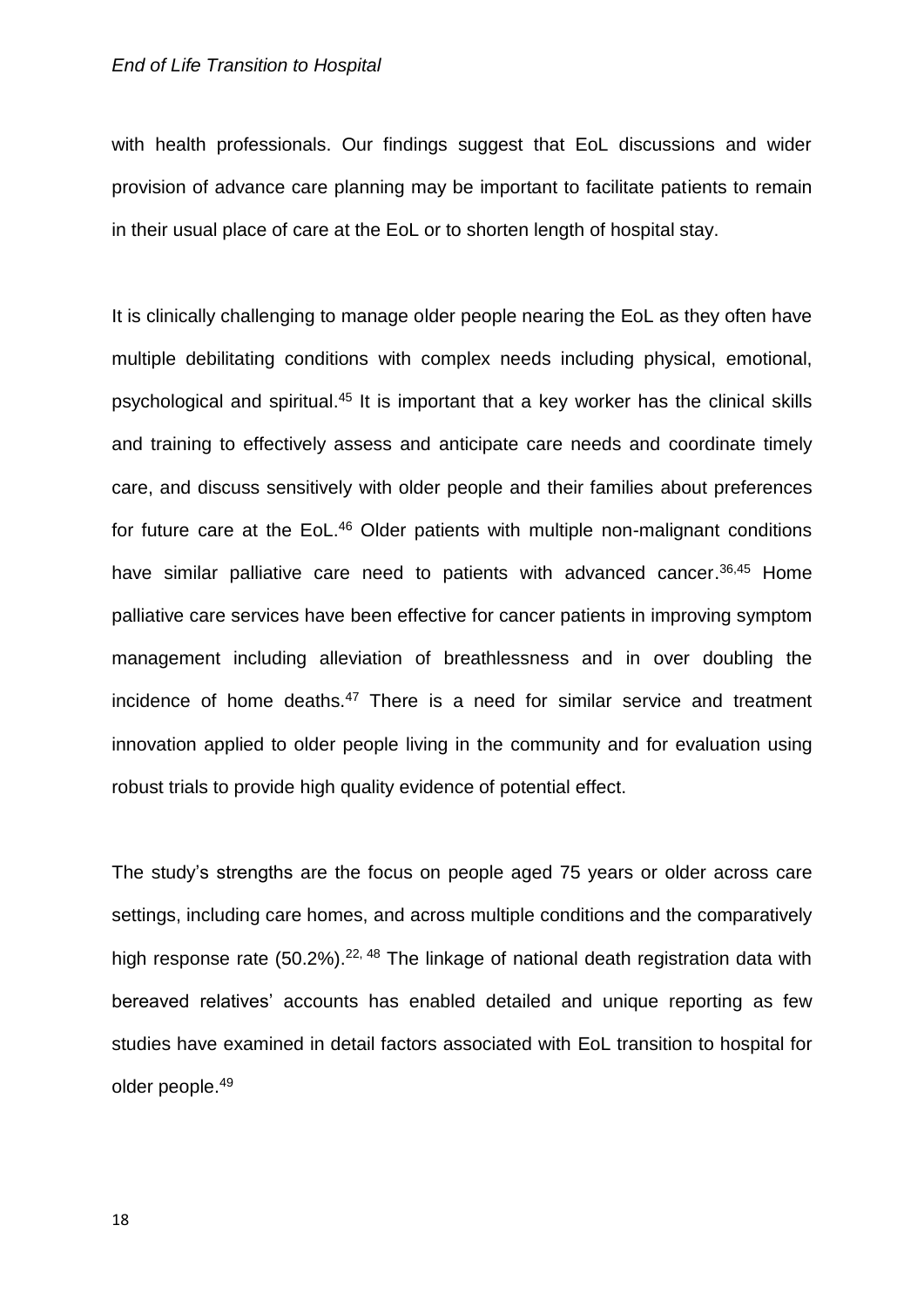with health professionals. Our findings suggest that EoL discussions and wider provision of advance care planning may be important to facilitate patients to remain in their usual place of care at the EoL or to shorten length of hospital stay.

It is clinically challenging to manage older people nearing the EoL as they often have multiple debilitating conditions with complex needs including physical, emotional, psychological and spiritual.[45] It is important that a key worker has the clinical skills and training to effectively assess and anticipate care needs and coordinate timely care, and discuss sensitively with older people and their families about preferences for future care at the EoL.[46] Older patients with multiple non-malignant conditions have similar palliative care need to patients with advanced cancer.[36,45] Home palliative care services have been effective for cancer patients in improving symptom management including alleviation of breathlessness and in over doubling the incidence of home deaths.[47] There is a need for similar service and treatment innovation applied to older people living in the community and for evaluation using robust trials to provide high quality evidence of potential effect.

The study's strengths are the focus on people aged 75 years or older across care settings, including care homes, and across multiple conditions and the comparatively high response rate (50.2%).[22, 48] The linkage of national death registration data with bereaved relatives' accounts has enabled detailed and unique reporting as few studies have examined in detail factors associated with EoL transition to hospital for older people.[49]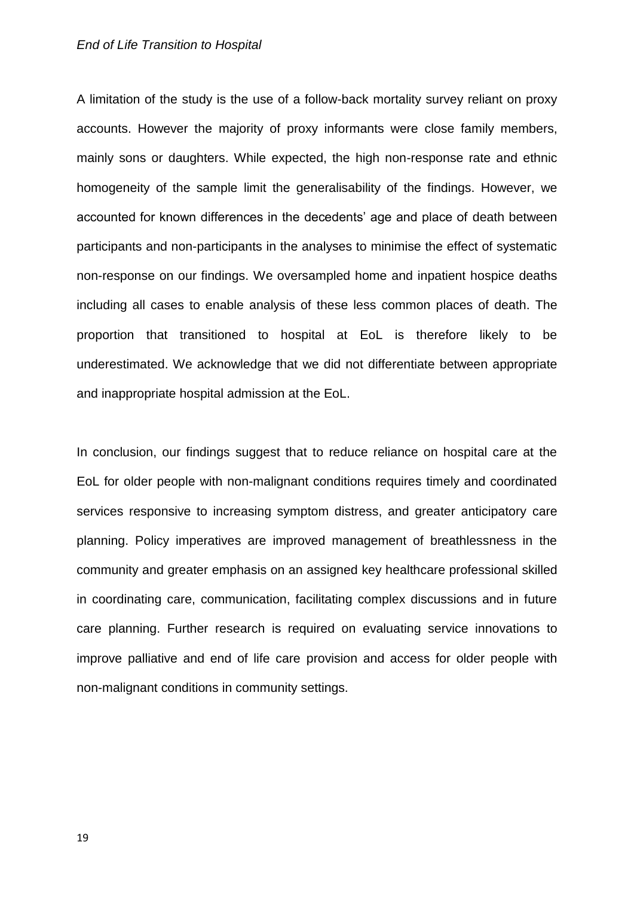A limitation of the study is the use of a follow-back mortality survey reliant on proxy accounts. However the majority of proxy informants were close family members, mainly sons or daughters. While expected, the high non-response rate and ethnic homogeneity of the sample limit the generalisability of the findings. However, we accounted for known differences in the decedents' age and place of death between participants and non-participants in the analyses to minimise the effect of systematic non-response on our findings. We oversampled home and inpatient hospice deaths including all cases to enable analysis of these less common places of death. The proportion that transitioned to hospital at EoL is therefore likely to be underestimated. We acknowledge that we did not differentiate between appropriate and inappropriate hospital admission at the EoL.

In conclusion, our findings suggest that to reduce reliance on hospital care at the EoL for older people with non-malignant conditions requires timely and coordinated services responsive to increasing symptom distress, and greater anticipatory care planning. Policy imperatives are improved management of breathlessness in the community and greater emphasis on an assigned key healthcare professional skilled in coordinating care, communication, facilitating complex discussions and in future care planning. Further research is required on evaluating service innovations to improve palliative and end of life care provision and access for older people with non-malignant conditions in community settings.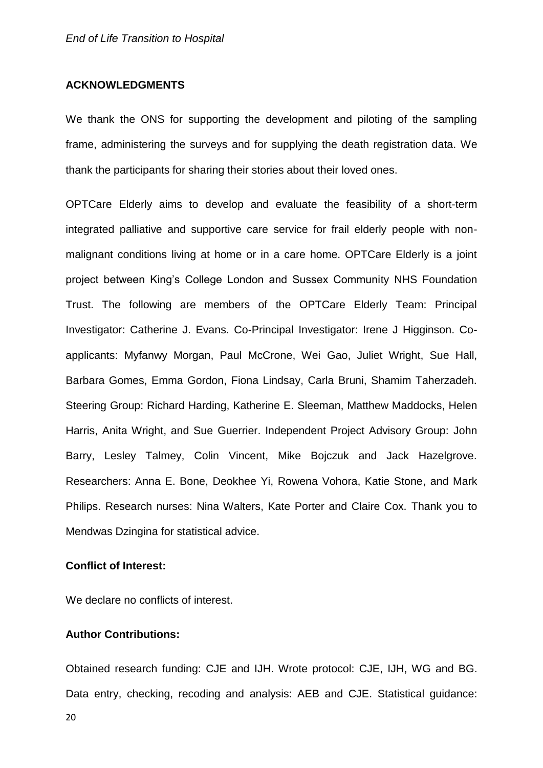## ACKNOWLEDGMENTS

We thank the ONS for supporting the development and piloting of the sampling frame, administering the surveys and for supplying the death registration data. We thank the participants for sharing their stories about their loved ones.

OPTCare Elderly aims to develop and evaluate the feasibility of a short-term integrated palliative and supportive care service for frail elderly people with non-malignant conditions living at home or in a care home. OPTCare Elderly is a joint project between King's College London and Sussex Community NHS Foundation Trust. The following are members of the OPTCare Elderly Team: Principal Investigator: Catherine J. Evans. Co-Principal Investigator: Irene J Higginson. Co-applicants: Myfanwy Morgan, Paul McCrone, Wei Gao, Juliet Wright, Sue Hall, Barbara Gomes, Emma Gordon, Fiona Lindsay, Carla Bruni, Shamim Taherzadeh. Steering Group: Richard Harding, Katherine E. Sleeman, Matthew Maddocks, Helen Harris, Anita Wright, and Sue Guerrier. Independent Project Advisory Group: John Barry, Lesley Talmey, Colin Vincent, Mike Bojczuk and Jack Hazelgrove. Researchers: Anna E. Bone, Deokhee Yi, Rowena Vohora, Katie Stone, and Mark Philips. Research nurses: Nina Walters, Kate Porter and Claire Cox. Thank you to Mendwas Dzingina for statistical advice.

### Conflict of Interest:

We declare no conflicts of interest.

### Author Contributions:

Obtained research funding: CJE and IJH. Wrote protocol: CJE, IJH, WG and BG. Data entry, checking, recoding and analysis: AEB and CJE. Statistical guidance: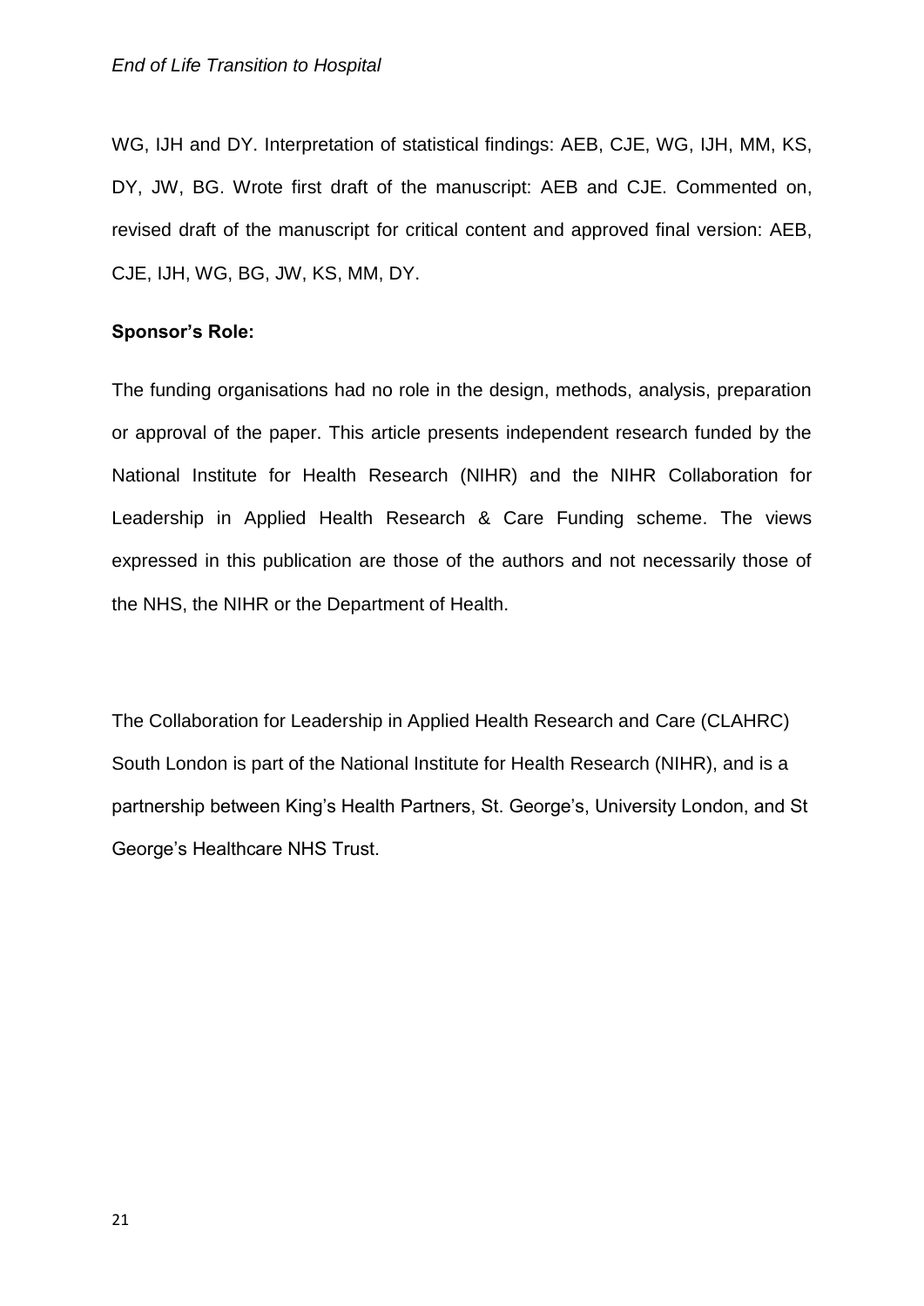WG, IJH and DY. Interpretation of statistical findings: AEB, CJE, WG, IJH, MM, KS, DY, JW, BG. Wrote first draft of the manuscript: AEB and CJE. Commented on, revised draft of the manuscript for critical content and approved final version: AEB, CJE, IJH, WG, BG, JW, KS, MM, DY.

**Sponsor's Role:**

The funding organisations had no role in the design, methods, analysis, preparation or approval of the paper. This article presents independent research funded by the National Institute for Health Research (NIHR) and the NIHR Collaboration for Leadership in Applied Health Research & Care Funding scheme. The views expressed in this publication are those of the authors and not necessarily those of the NHS, the NIHR or the Department of Health.

The Collaboration for Leadership in Applied Health Research and Care (CLAHRC) South London is part of the National Institute for Health Research (NIHR), and is a partnership between King's Health Partners, St. George's, University London, and St George's Healthcare NHS Trust.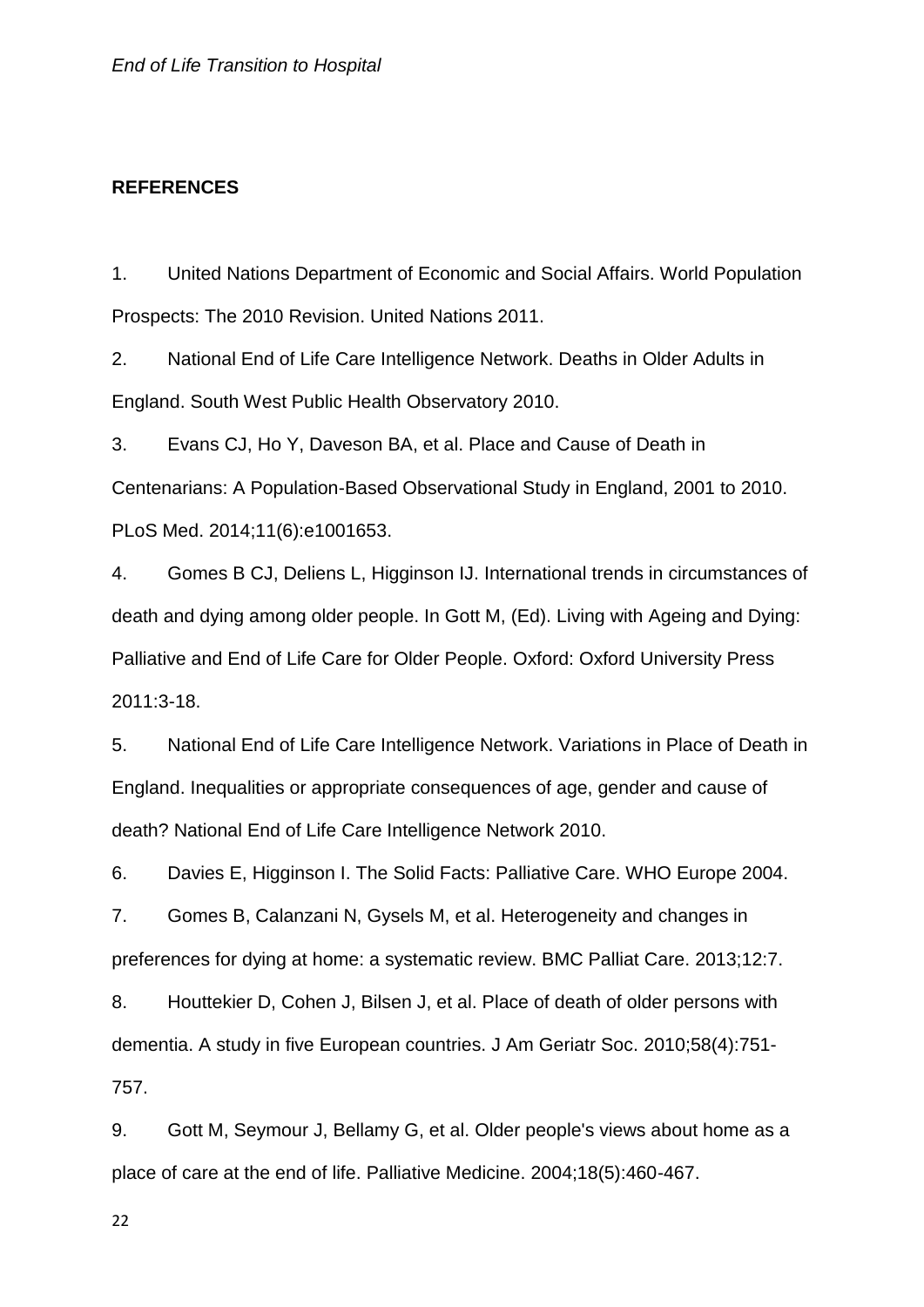## REFERENCES

1. United Nations Department of Economic and Social Affairs. World Population Prospects: The 2010 Revision. United Nations 2011.

2. National End of Life Care Intelligence Network. Deaths in Older Adults in England. South West Public Health Observatory 2010.

3. Evans CJ, Ho Y, Daveson BA, et al. Place and Cause of Death in Centenarians: A Population-Based Observational Study in England, 2001 to 2010. PLoS Med. 2014;11(6):e1001653.

4. Gomes B CJ, Deliens L, Higginson IJ. International trends in circumstances of death and dying among older people. In Gott M, (Ed). Living with Ageing and Dying: Palliative and End of Life Care for Older People. Oxford: Oxford University Press 2011:3-18.

5. National End of Life Care Intelligence Network. Variations in Place of Death in England. Inequalities or appropriate consequences of age, gender and cause of death? National End of Life Care Intelligence Network 2010.

6. Davies E, Higginson I. The Solid Facts: Palliative Care. WHO Europe 2004.

7. Gomes B, Calanzani N, Gysels M, et al. Heterogeneity and changes in preferences for dying at home: a systematic review. BMC Palliat Care. 2013;12:7.

8. Houttekier D, Cohen J, Bilsen J, et al. Place of death of older persons with dementia. A study in five European countries. J Am Geriatr Soc. 2010;58(4):751-757.

9. Gott M, Seymour J, Bellamy G, et al. Older people's views about home as a place of care at the end of life. Palliative Medicine. 2004;18(5):460-467.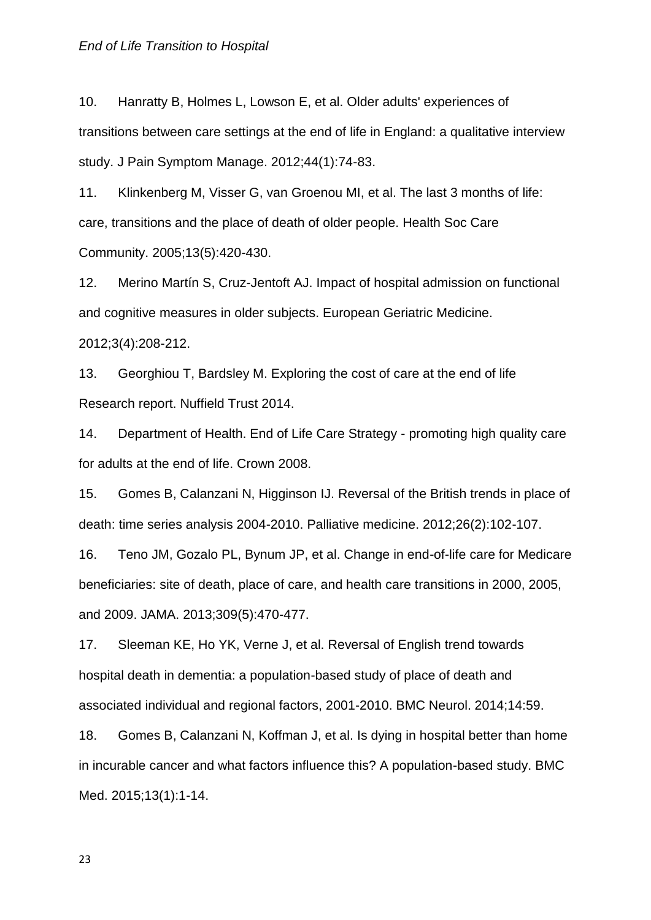10. Hanratty B, Holmes L, Lowson E, et al. Older adults' experiences of transitions between care settings at the end of life in England: a qualitative interview study. J Pain Symptom Manage. 2012;44(1):74-83.

11. Klinkenberg M, Visser G, van Groenou MI, et al. The last 3 months of life: care, transitions and the place of death of older people. Health Soc Care Community. 2005;13(5):420-430.

12. Merino Martín S, Cruz-Jentoft AJ. Impact of hospital admission on functional and cognitive measures in older subjects. European Geriatric Medicine. 2012;3(4):208-212.

13. Georghiou T, Bardsley M. Exploring the cost of care at the end of life Research report. Nuffield Trust 2014.

14. Department of Health. End of Life Care Strategy - promoting high quality care for adults at the end of life. Crown 2008.

15. Gomes B, Calanzani N, Higginson IJ. Reversal of the British trends in place of death: time series analysis 2004-2010. Palliative medicine. 2012;26(2):102-107.

16. Teno JM, Gozalo PL, Bynum JP, et al. Change in end-of-life care for Medicare beneficiaries: site of death, place of care, and health care transitions in 2000, 2005, and 2009. JAMA. 2013;309(5):470-477.

17. Sleeman KE, Ho YK, Verne J, et al. Reversal of English trend towards hospital death in dementia: a population-based study of place of death and associated individual and regional factors, 2001-2010. BMC Neurol. 2014;14:59.

18. Gomes B, Calanzani N, Koffman J, et al. Is dying in hospital better than home in incurable cancer and what factors influence this? A population-based study. BMC Med. 2015;13(1):1-14.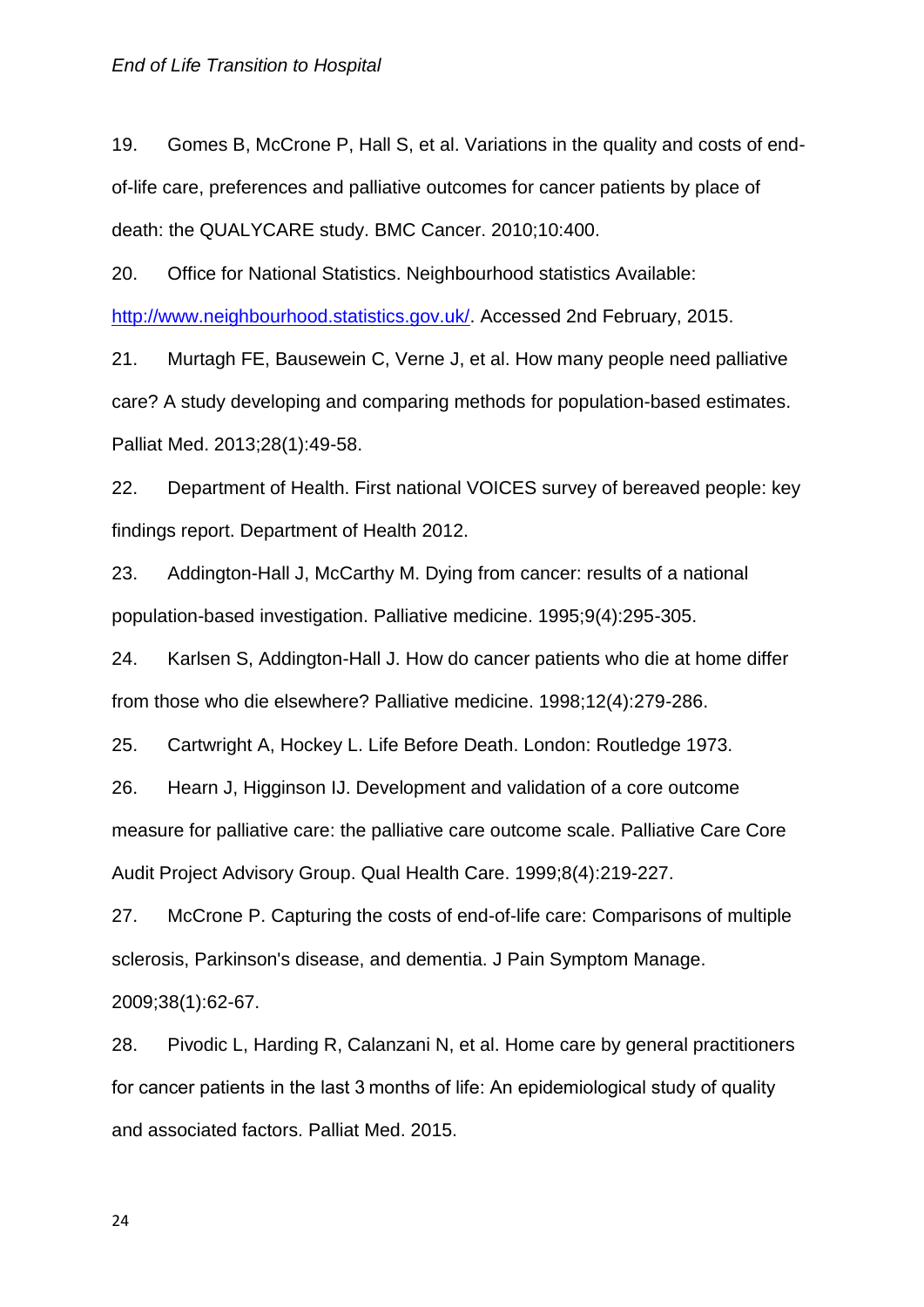19. Gomes B, McCrone P, Hall S, et al. Variations in the quality and costs of end-of-life care, preferences and palliative outcomes for cancer patients by place of death: the QUALYCARE study. BMC Cancer. 2010;10:400.

20. Office for National Statistics. Neighbourhood statistics Available: [http://www.neighbourhood.statistics.gov.uk/](http://www.neighbourhood.statistics.gov.uk/). Accessed 2nd February, 2015.

21. Murtagh FE, Bausewein C, Verne J, et al. How many people need palliative care? A study developing and comparing methods for population-based estimates. Palliat Med. 2013;28(1):49-58.

22. Department of Health. First national VOICES survey of bereaved people: key findings report. Department of Health 2012.

23. Addington-Hall J, McCarthy M. Dying from cancer: results of a national population-based investigation. Palliative medicine. 1995;9(4):295-305.

24. Karlsen S, Addington-Hall J. How do cancer patients who die at home differ from those who die elsewhere? Palliative medicine. 1998;12(4):279-286.

25. Cartwright A, Hockey L. Life Before Death. London: Routledge 1973.

26. Hearn J, Higginson IJ. Development and validation of a core outcome measure for palliative care: the palliative care outcome scale. Palliative Care Core Audit Project Advisory Group. Qual Health Care. 1999;8(4):219-227.

27. McCrone P. Capturing the costs of end-of-life care: Comparisons of multiple sclerosis, Parkinson's disease, and dementia. J Pain Symptom Manage. 2009;38(1):62-67.

28. Pivodic L, Harding R, Calanzani N, et al. Home care by general practitioners for cancer patients in the last 3 months of life: An epidemiological study of quality and associated factors. Palliat Med. 2015.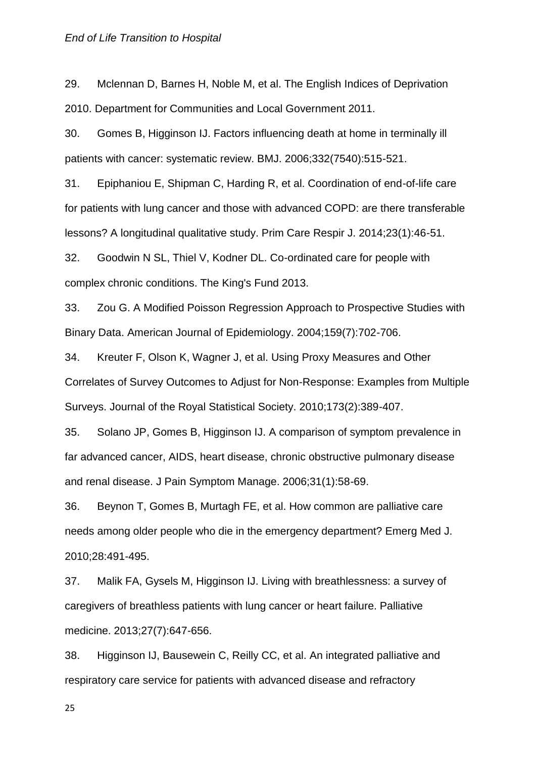29. Mclennan D, Barnes H, Noble M, et al. The English Indices of Deprivation 2010. Department for Communities and Local Government 2011.

30. Gomes B, Higginson IJ. Factors influencing death at home in terminally ill patients with cancer: systematic review. BMJ. 2006;332(7540):515-521.

31. Epiphaniou E, Shipman C, Harding R, et al. Coordination of end-of-life care for patients with lung cancer and those with advanced COPD: are there transferable lessons? A longitudinal qualitative study. Prim Care Respir J. 2014;23(1):46-51.

32. Goodwin N SL, Thiel V, Kodner DL. Co-ordinated care for people with complex chronic conditions. The King's Fund 2013.

33. Zou G. A Modified Poisson Regression Approach to Prospective Studies with Binary Data. American Journal of Epidemiology. 2004;159(7):702-706.

34. Kreuter F, Olson K, Wagner J, et al. Using Proxy Measures and Other Correlates of Survey Outcomes to Adjust for Non-Response: Examples from Multiple Surveys. Journal of the Royal Statistical Society. 2010;173(2):389-407.

35. Solano JP, Gomes B, Higginson IJ. A comparison of symptom prevalence in far advanced cancer, AIDS, heart disease, chronic obstructive pulmonary disease and renal disease. J Pain Symptom Manage. 2006;31(1):58-69.

36. Beynon T, Gomes B, Murtagh FE, et al. How common are palliative care needs among older people who die in the emergency department? Emerg Med J. 2010;28:491-495.

37. Malik FA, Gysels M, Higginson IJ. Living with breathlessness: a survey of caregivers of breathless patients with lung cancer or heart failure. Palliative medicine. 2013;27(7):647-656.

38. Higginson IJ, Bausewein C, Reilly CC, et al. An integrated palliative and respiratory care service for patients with advanced disease and refractory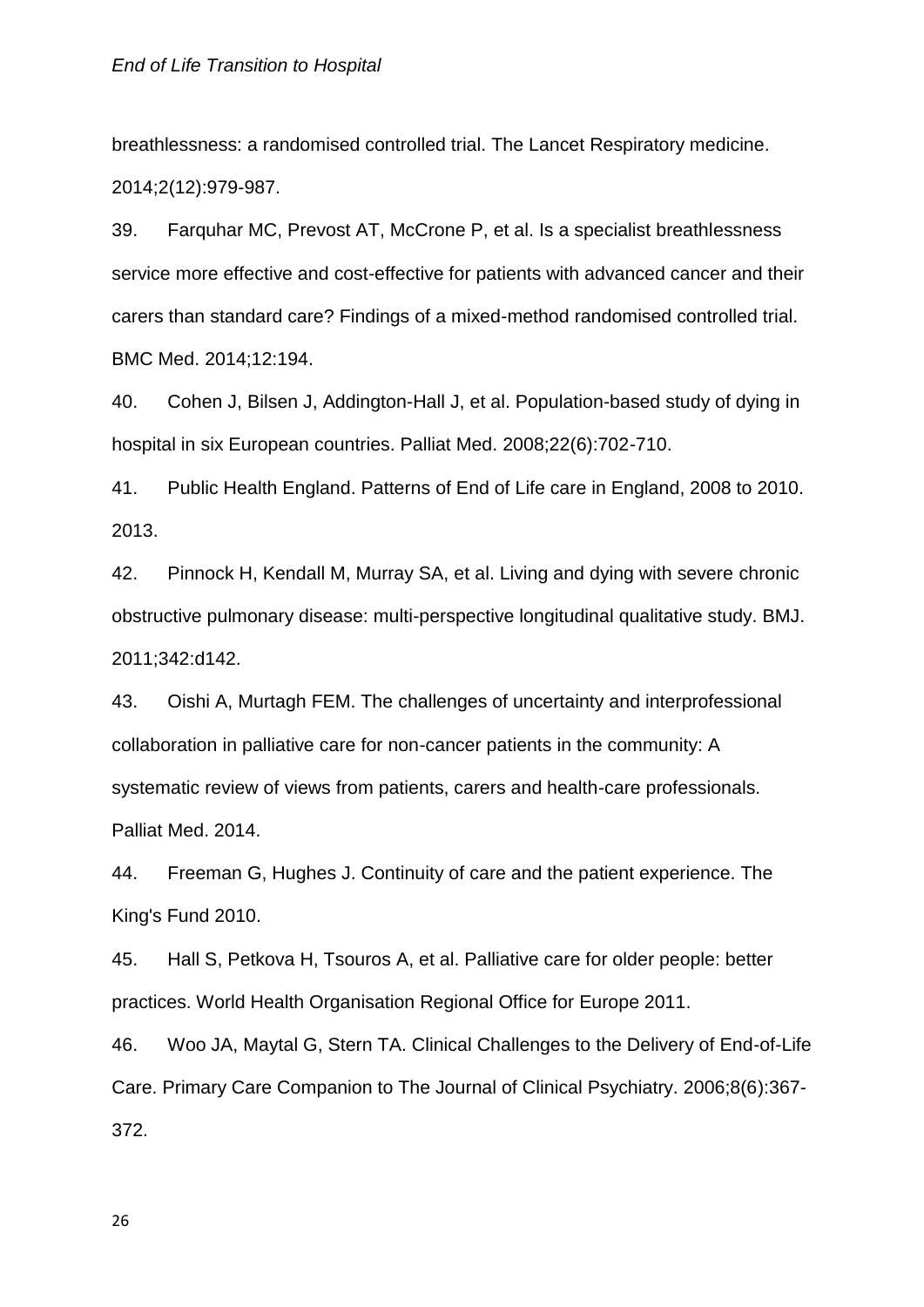breathlessness: a randomised controlled trial. The Lancet Respiratory medicine. 2014;2(12):979-987.

39. Farquhar MC, Prevost AT, McCrone P, et al. Is a specialist breathlessness service more effective and cost-effective for patients with advanced cancer and their carers than standard care? Findings of a mixed-method randomised controlled trial. BMC Med. 2014;12:194.

40. Cohen J, Bilsen J, Addington-Hall J, et al. Population-based study of dying in hospital in six European countries. Palliat Med. 2008;22(6):702-710.

41. Public Health England. Patterns of End of Life care in England, 2008 to 2010. 2013.

42. Pinnock H, Kendall M, Murray SA, et al. Living and dying with severe chronic obstructive pulmonary disease: multi-perspective longitudinal qualitative study. BMJ. 2011;342:d142.

43. Oishi A, Murtagh FEM. The challenges of uncertainty and interprofessional collaboration in palliative care for non-cancer patients in the community: A systematic review of views from patients, carers and health-care professionals. Palliat Med. 2014.

44. Freeman G, Hughes J. Continuity of care and the patient experience. The King's Fund 2010.

45. Hall S, Petkova H, Tsouros A, et al. Palliative care for older people: better practices. World Health Organisation Regional Office for Europe 2011.

46. Woo JA, Maytal G, Stern TA. Clinical Challenges to the Delivery of End-of-Life Care. Primary Care Companion to The Journal of Clinical Psychiatry. 2006;8(6):367-372.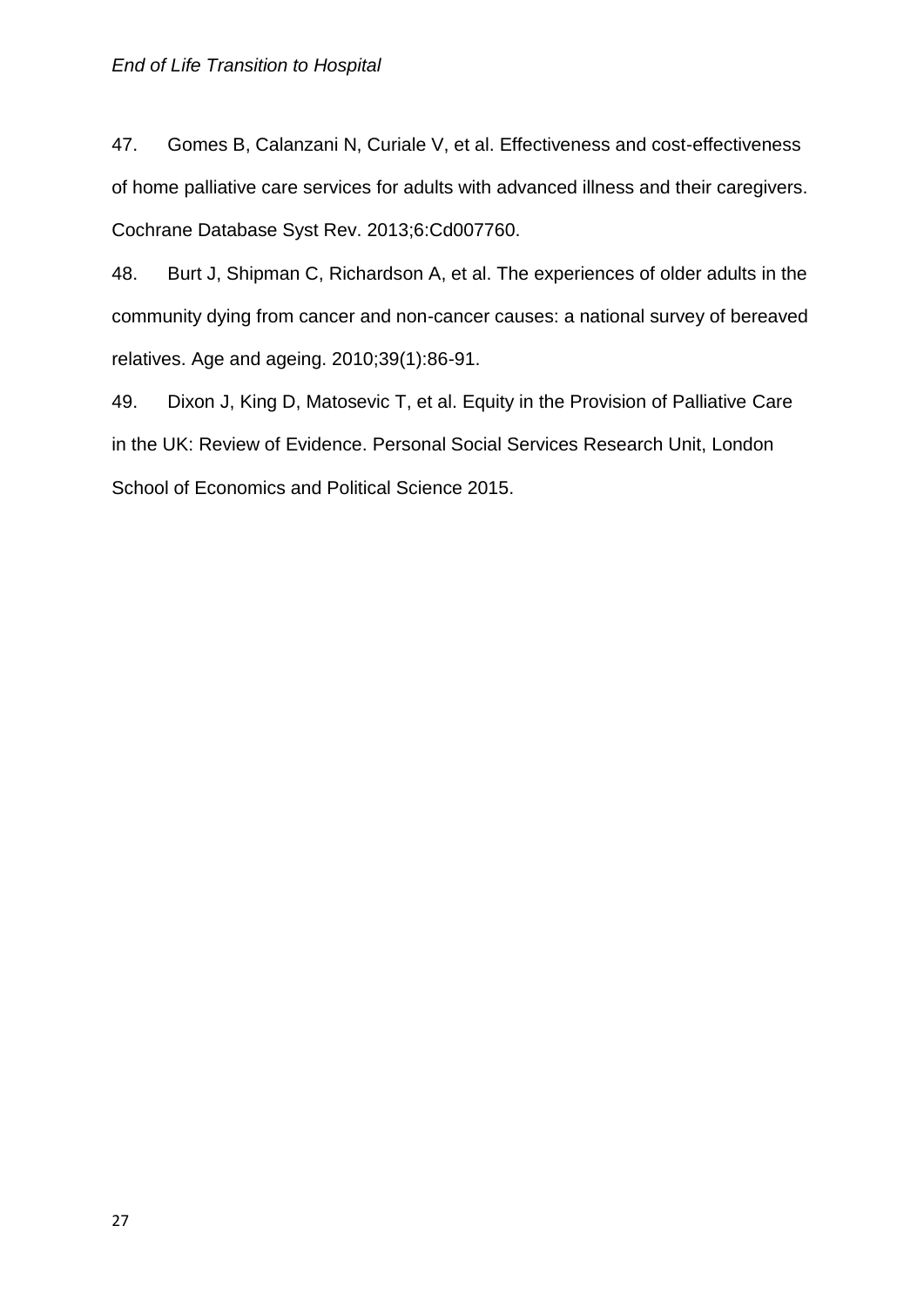47. Gomes B, Calanzani N, Curiale V, et al. Effectiveness and cost-effectiveness of home palliative care services for adults with advanced illness and their caregivers. Cochrane Database Syst Rev. 2013;6:Cd007760.

48. Burt J, Shipman C, Richardson A, et al. The experiences of older adults in the community dying from cancer and non-cancer causes: a national survey of bereaved relatives. Age and ageing. 2010;39(1):86-91.

49. Dixon J, King D, Matosevic T, et al. Equity in the Provision of Palliative Care in the UK: Review of Evidence. Personal Social Services Research Unit, London School of Economics and Political Science 2015.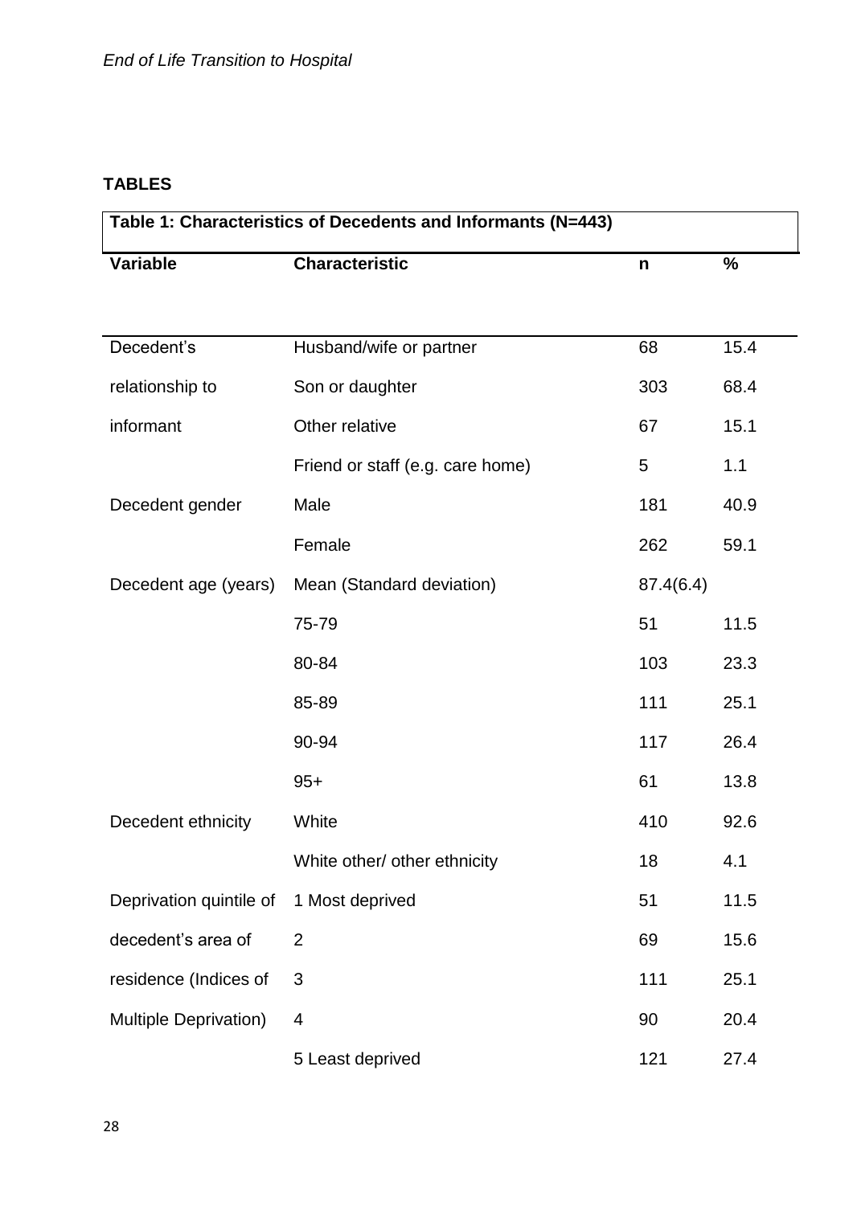## TABLES

| Table 1: Characteristics of Decedents and Informants (N=443) | | | |
|---|---|---|---|
| **Variable** | **Characteristic** | **n** | **%** |
| Decedent's relationship to informant | Husband/wife or partner | 68 | 15.4 |
| | Son or daughter | 303 | 68.4 |
| | Other relative | 67 | 15.1 |
| | Friend or staff (e.g. care home) | 5 | 1.1 |
| Decedent gender | Male | 181 | 40.9 |
| | Female | 262 | 59.1 |
| Decedent age (years) | Mean (Standard deviation) | 87.4(6.4) | |
| | 75-79 | 51 | 11.5 |
| | 80-84 | 103 | 23.3 |
| | 85-89 | 111 | 25.1 |
| | 90-94 | 117 | 26.4 |
| | 95+ | 61 | 13.8 |
| Decedent ethnicity | White | 410 | 92.6 |
| | White other/ other ethnicity | 18 | 4.1 |
| Deprivation quintile of decedent's area of residence (Indices of Multiple Deprivation) | 1 Most deprived | 51 | 11.5 |
| | 2 | 69 | 15.6 |
| | 3 | 111 | 25.1 |
| | 4 | 90 | 20.4 |
| | 5 Least deprived | 121 | 27.4 |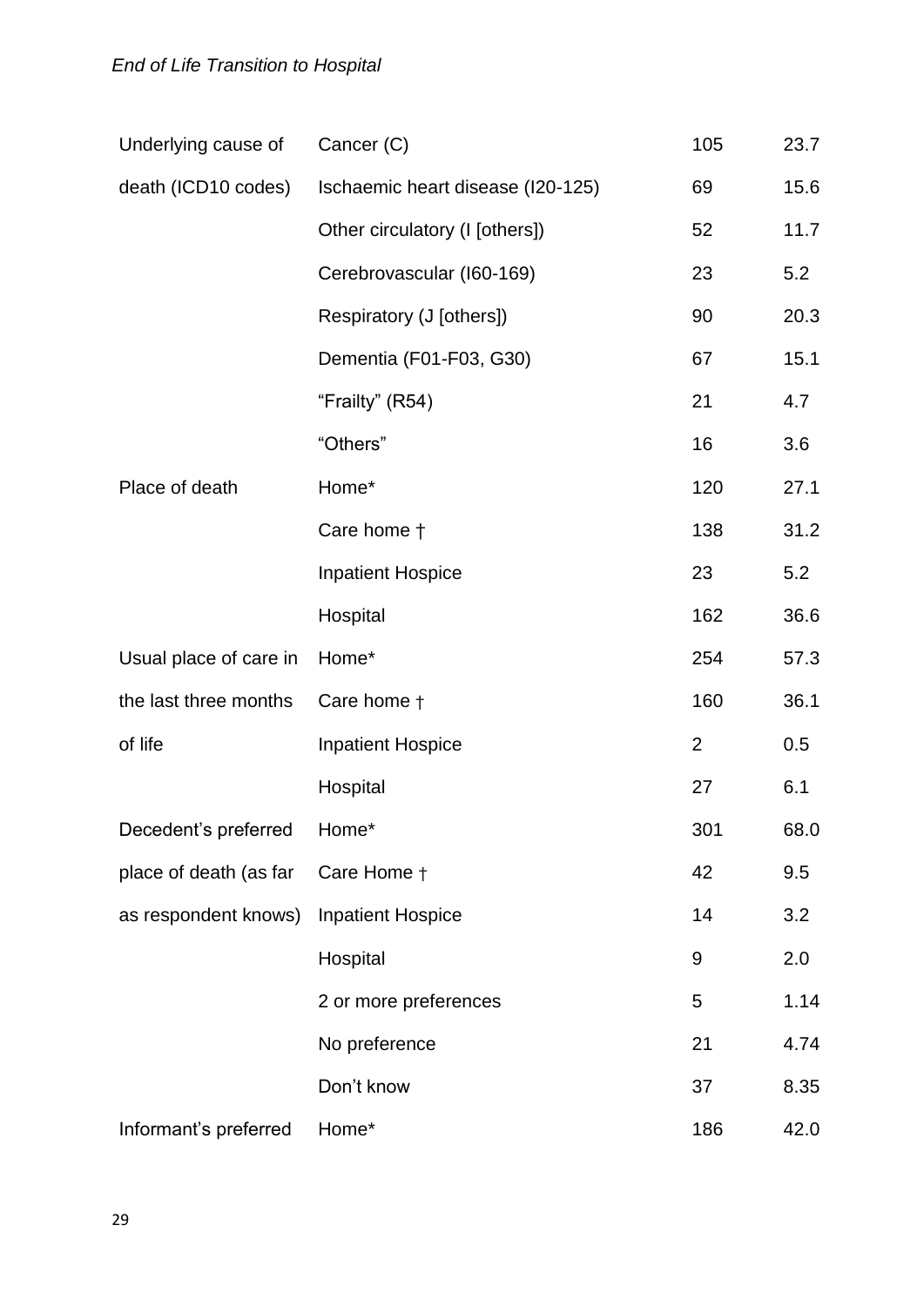| | | | |
|---|---|---|---|
| Underlying cause of death (ICD10 codes) | Cancer (C) | 105 | 23.7 |
| | Ischaemic heart disease (I20-125) | 69 | 15.6 |
| | Other circulatory (I [others]) | 52 | 11.7 |
| | Cerebrovascular (I60-169) | 23 | 5.2 |
| | Respiratory (J [others]) | 90 | 20.3 |
| | Dementia (F01-F03, G30) | 67 | 15.1 |
| | "Frailty" (R54) | 21 | 4.7 |
| | "Others" | 16 | 3.6 |
| Place of death | Home* | 120 | 27.1 |
| | Care home † | 138 | 31.2 |
| | Inpatient Hospice | 23 | 5.2 |
| | Hospital | 162 | 36.6 |
| Usual place of care in the last three months of life | Home* | 254 | 57.3 |
| | Care home † | 160 | 36.1 |
| | Inpatient Hospice | 2 | 0.5 |
| | Hospital | 27 | 6.1 |
| Decedent's preferred place of death (as far as respondent knows) | Home* | 301 | 68.0 |
| | Care Home † | 42 | 9.5 |
| | Inpatient Hospice | 14 | 3.2 |
| | Hospital | 9 | 2.0 |
| | 2 or more preferences | 5 | 1.14 |
| | No preference | 21 | 4.74 |
| | Don't know | 37 | 8.35 |
| Informant's preferred | Home* | 186 | 42.0 |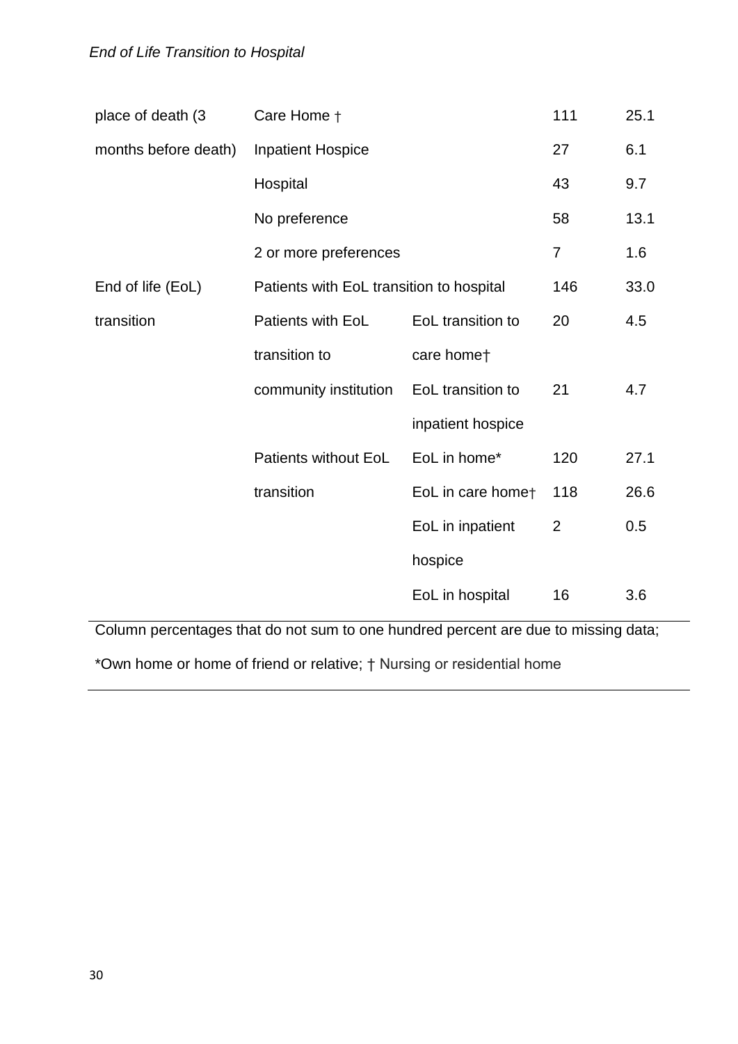| | | | | |
|---|---|---|---|---|
| place of death (3 months before death) | Care Home † | | 111 | 25.1 |
| | Inpatient Hospice | | 27 | 6.1 |
| | Hospital | | 43 | 9.7 |
| | No preference | | 58 | 13.1 |
| | 2 or more preferences | | 7 | 1.6 |
| End of life (EoL) transition | Patients with EoL transition to hospital | | 146 | 33.0 |
| | Patients with EoL transition to community institution | EoL transition to care home† | 20 | 4.5 |
| | | EoL transition to inpatient hospice | 21 | 4.7 |
| | Patients without EoL transition | EoL in home* | 120 | 27.1 |
| | | EoL in care home† | 118 | 26.6 |
| | | EoL in inpatient hospice | 2 | 0.5 |
| | | EoL in hospital | 16 | 3.6 |

Column percentages that do not sum to one hundred percent are due to missing data; *Own home or home of friend or relative; † Nursing or residential home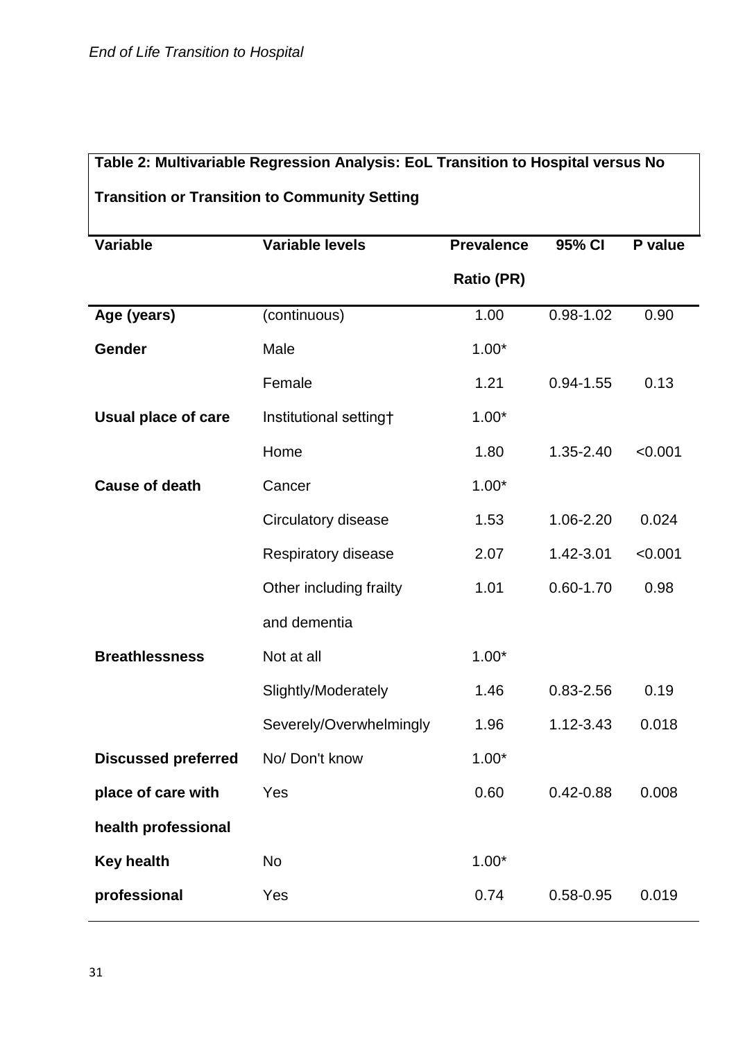**Table 2: Multivariable Regression Analysis: EoL Transition to Hospital versus No Transition or Transition to Community Setting**

| Variable | Variable levels | Prevalence Ratio (PR) | 95% CI | P value |
|---|---|---|---|---|
| **Age (years)** | (continuous) | 1.00 | 0.98-1.02 | 0.90 |
| **Gender** | Male | 1.00* | | |
| | Female | 1.21 | 0.94-1.55 | 0.13 |
| **Usual place of care** | Institutional setting† | 1.00* | | |
| | Home | 1.80 | 1.35-2.40 | <0.001 |
| **Cause of death** | Cancer | 1.00* | | |
| | Circulatory disease | 1.53 | 1.06-2.20 | 0.024 |
| | Respiratory disease | 2.07 | 1.42-3.01 | <0.001 |
| | Other including frailty and dementia | 1.01 | 0.60-1.70 | 0.98 |
| **Breathlessness** | Not at all | 1.00* | | |
| | Slightly/Moderately | 1.46 | 0.83-2.56 | 0.19 |
| | Severely/Overwhelmingly | 1.96 | 1.12-3.43 | 0.018 |
| **Discussed preferred place of care with health professional** | No/ Don't know | 1.00* | | |
| | Yes | 0.60 | 0.42-0.88 | 0.008 |
| **Key health professional** | No | 1.00* | | |
| | Yes | 0.74 | 0.58-0.95 | 0.019 |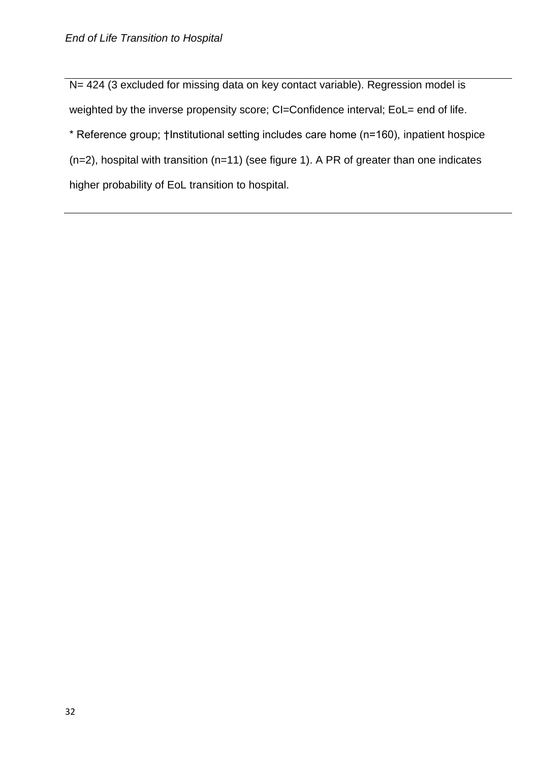N= 424 (3 excluded for missing data on key contact variable). Regression model is weighted by the inverse propensity score; CI=Confidence interval; EoL= end of life.

* Reference group; †Institutional setting includes care home (n=160), inpatient hospice (n=2), hospital with transition (n=11) (see figure 1). A PR of greater than one indicates higher probability of EoL transition to hospital.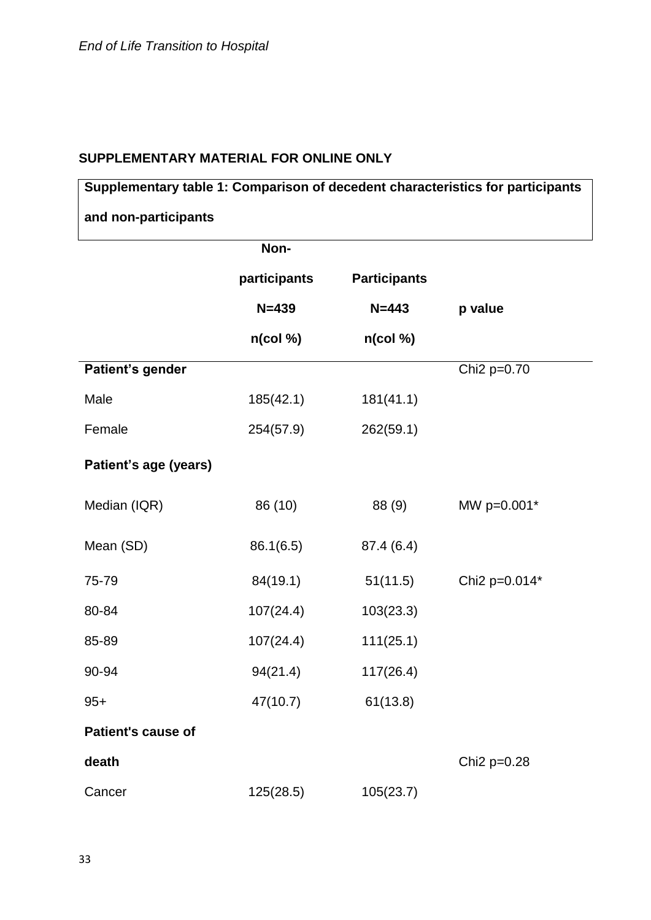**SUPPLEMENTARY MATERIAL FOR ONLINE ONLY**

**Supplementary table 1: Comparison of decedent characteristics for participants and non-participants**

| | **Non-participants N=439 n(col %)** | **Participants N=443 n(col %)** | **p value** |
|---|---|---|---|
| **Patient's gender** | | | Chi2 p=0.70 |
| Male | 185(42.1) | 181(41.1) | |
| Female | 254(57.9) | 262(59.1) | |
| **Patient's age (years)** | | | |
| Median (IQR) | 86 (10) | 88 (9) | MW p=0.001* |
| Mean (SD) | 86.1(6.5) | 87.4 (6.4) | |
| 75-79 | 84(19.1) | 51(11.5) | Chi2 p=0.014* |
| 80-84 | 107(24.4) | 103(23.3) | |
| 85-89 | 107(24.4) | 111(25.1) | |
| 90-94 | 94(21.4) | 117(26.4) | |
| 95+ | 47(10.7) | 61(13.8) | |
| **Patient's cause of death** | | | Chi2 p=0.28 |
| Cancer | 125(28.5) | 105(23.7) | |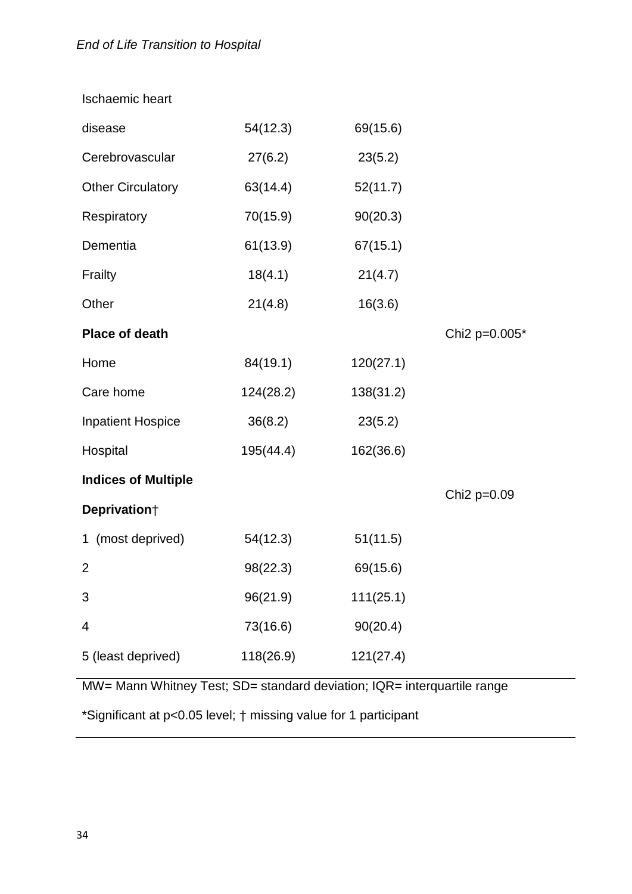| | | | |
|---|---|---|---|
| Ischaemic heart disease | 54(12.3) | 69(15.6) | |
| Cerebrovascular | 27(6.2) | 23(5.2) | |
| Other Circulatory | 63(14.4) | 52(11.7) | |
| Respiratory | 70(15.9) | 90(20.3) | |
| Dementia | 61(13.9) | 67(15.1) | |
| Frailty | 18(4.1) | 21(4.7) | |
| Other | 21(4.8) | 16(3.6) | |
| **Place of death** | | | Chi2 p=0.005* |
| Home | 84(19.1) | 120(27.1) | |
| Care home | 124(28.2) | 138(31.2) | |
| Inpatient Hospice | 36(8.2) | 23(5.2) | |
| Hospital | 195(44.4) | 162(36.6) | |
| **Indices of Multiple Deprivation†** | | | Chi2 p=0.09 |
| 1 (most deprived) | 54(12.3) | 51(11.5) | |
| 2 | 98(22.3) | 69(15.6) | |
| 3 | 96(21.9) | 111(25.1) | |
| 4 | 73(16.6) | 90(20.4) | |
| 5 (least deprived) | 118(26.9) | 121(27.4) | |

MW= Mann Whitney Test; SD= standard deviation; IQR= interquartile range

*Significant at p<0.05 level; † missing value for 1 participant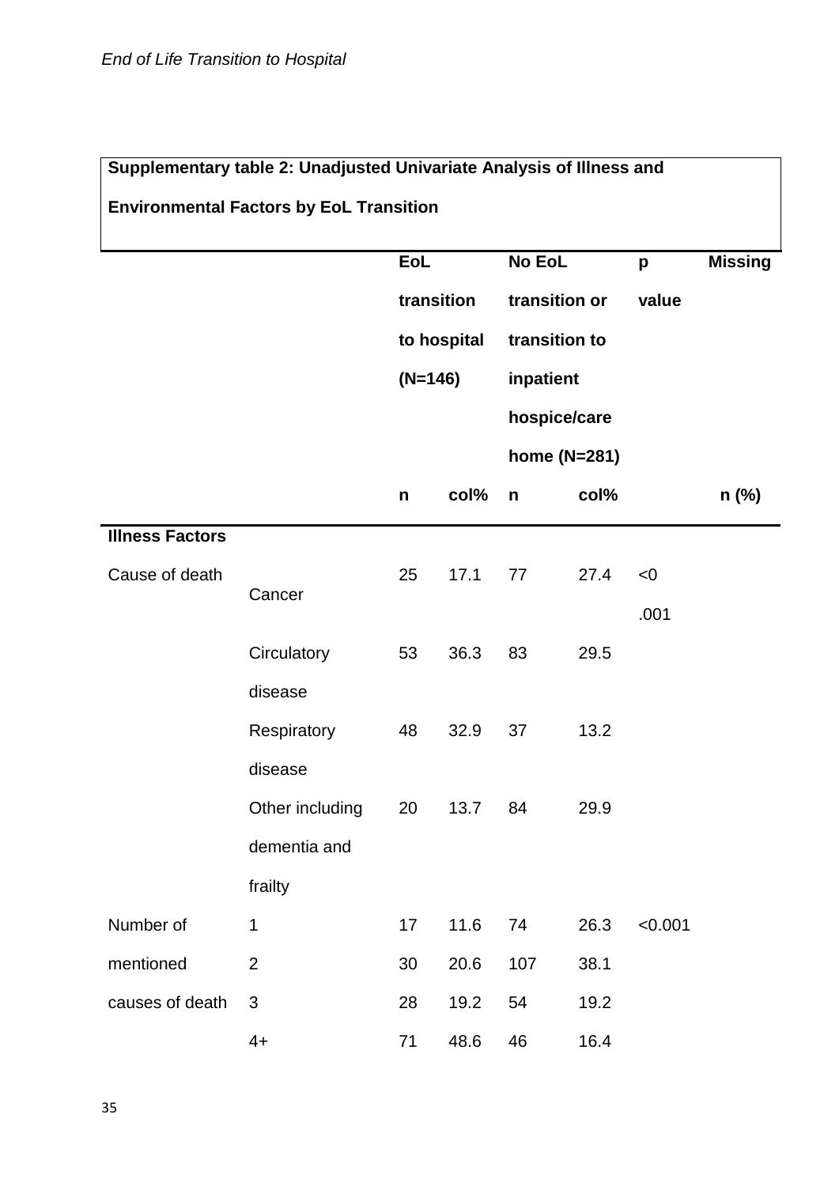**Supplementary table 2: Unadjusted Univariate Analysis of Illness and Environmental Factors by EoL Transition**

| | | EoL transition to hospital (N=146) | | No EoL transition or transition to inpatient hospice/care home (N=281) | | p value | Missing |
|---|---|---|---|---|---|---|---|
| | | n | col% | n | col% | | n (%) |
| **Illness Factors** | | | | | | | |
| Cause of death | Cancer | 25 | 17.1 | 77 | 27.4 | <0 .001 | |
| | Circulatory disease | 53 | 36.3 | 83 | 29.5 | | |
| | Respiratory disease | 48 | 32.9 | 37 | 13.2 | | |
| | Other including dementia and frailty | 20 | 13.7 | 84 | 29.9 | | |
| Number of mentioned causes of death | 1 | 17 | 11.6 | 74 | 26.3 | <0.001 | |
| | 2 | 30 | 20.6 | 107 | 38.1 | | |
| | 3 | 28 | 19.2 | 54 | 19.2 | | |
| | 4+ | 71 | 48.6 | 46 | 16.4 | | |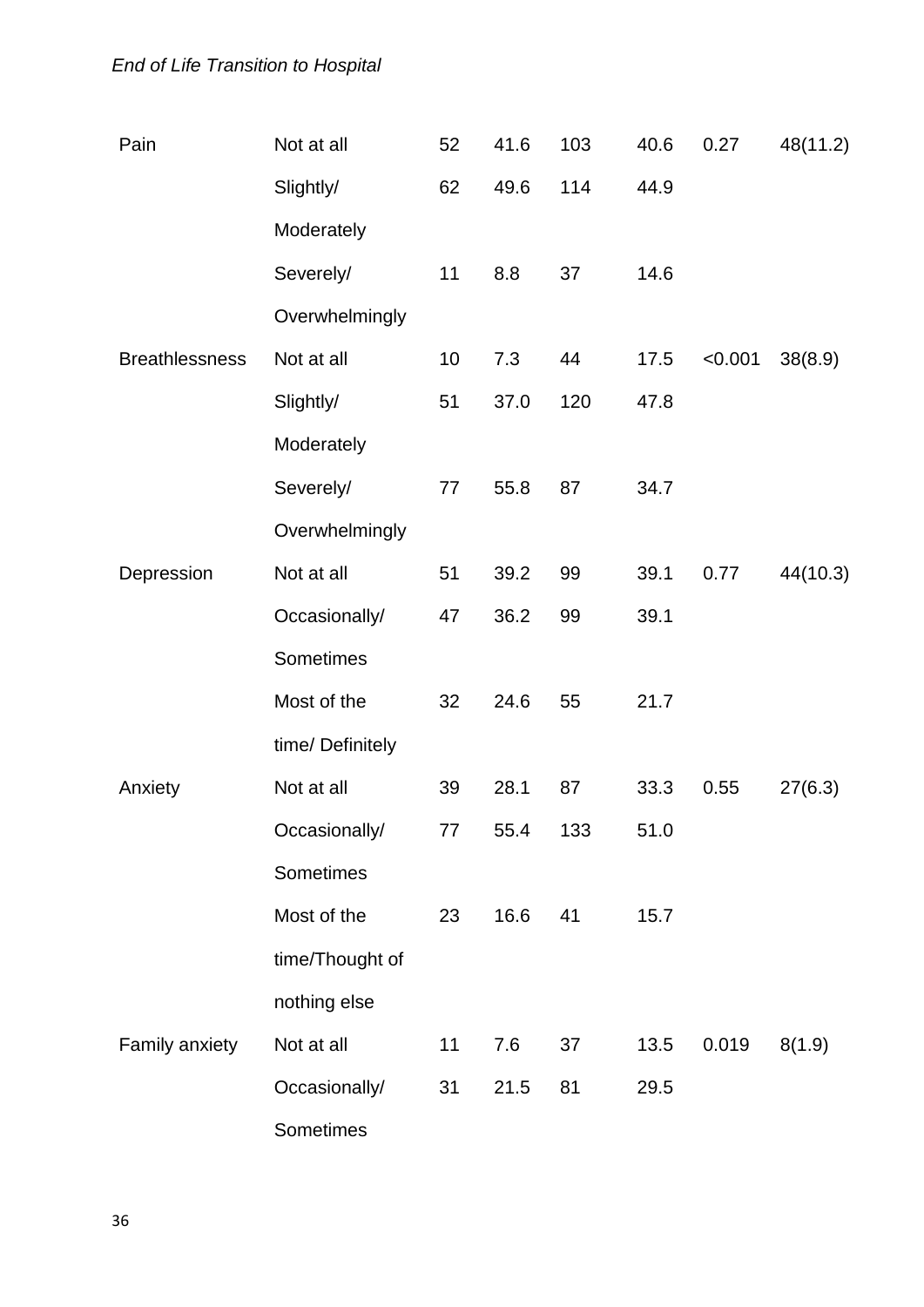| | | | | | | | |
|---|---|---|---|---|---|---|---|
| Pain | Not at all | 52 | 41.6 | 103 | 40.6 | 0.27 | 48(11.2) |
| | Slightly/ Moderately | 62 | 49.6 | 114 | 44.9 | | |
| | Severely/ Overwhelmingly | 11 | 8.8 | 37 | 14.6 | | |
| Breathlessness | Not at all | 10 | 7.3 | 44 | 17.5 | <0.001 | 38(8.9) |
| | Slightly/ Moderately | 51 | 37.0 | 120 | 47.8 | | |
| | Severely/ Overwhelmingly | 77 | 55.8 | 87 | 34.7 | | |
| Depression | Not at all | 51 | 39.2 | 99 | 39.1 | 0.77 | 44(10.3) |
| | Occasionally/ Sometimes | 47 | 36.2 | 99 | 39.1 | | |
| | Most of the time/ Definitely | 32 | 24.6 | 55 | 21.7 | | |
| Anxiety | Not at all | 39 | 28.1 | 87 | 33.3 | 0.55 | 27(6.3) |
| | Occasionally/ Sometimes | 77 | 55.4 | 133 | 51.0 | | |
| | Most of the time/Thought of nothing else | 23 | 16.6 | 41 | 15.7 | | |
| Family anxiety | Not at all | 11 | 7.6 | 37 | 13.5 | 0.019 | 8(1.9) |
| | Occasionally/ Sometimes | 31 | 21.5 | 81 | 29.5 | | |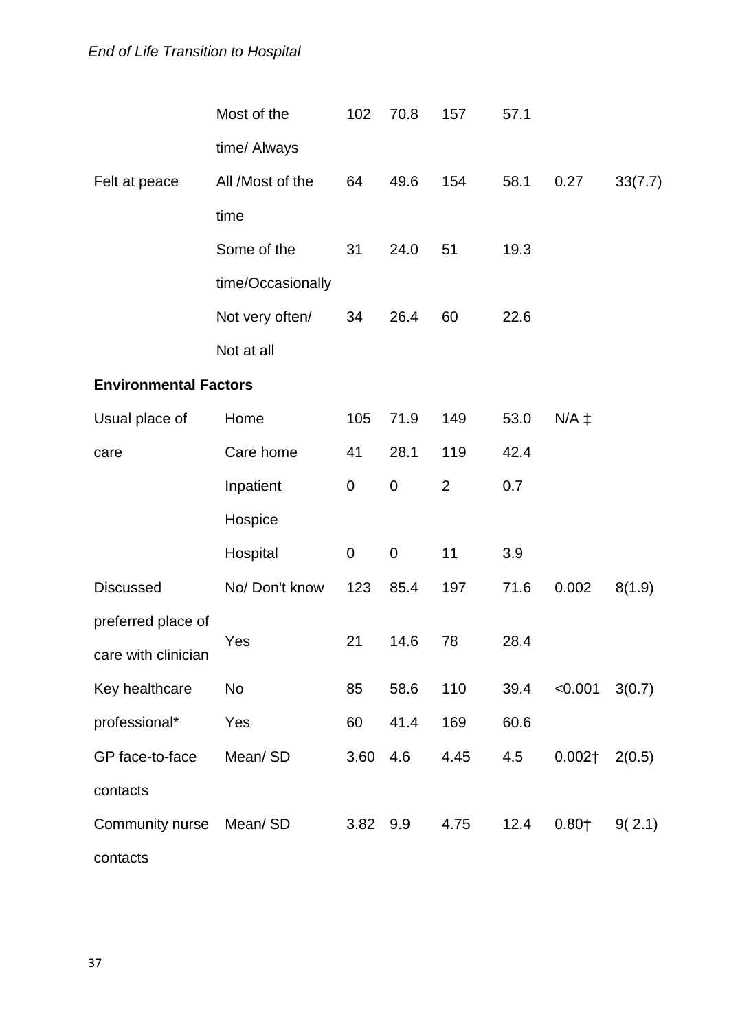| | | | | | | | |
|---|---|---|---|---|---|---|---|
| | Most of the time/ Always | 102 | 70.8 | 157 | 57.1 | | |
| Felt at peace | All /Most of the time | 64 | 49.6 | 154 | 58.1 | 0.27 | 33(7.7) |
| | Some of the time/Occasionally | 31 | 24.0 | 51 | 19.3 | | |
| | Not very often/ Not at all | 34 | 26.4 | 60 | 22.6 | | |
| **Environmental Factors** | | | | | | | |
| Usual place of care | Home | 105 | 71.9 | 149 | 53.0 | N/A ‡ | |
| | Care home | 41 | 28.1 | 119 | 42.4 | | |
| | Inpatient Hospice | 0 | 0 | 2 | 0.7 | | |
| | Hospital | 0 | 0 | 11 | 3.9 | | |
| Discussed preferred place of care with clinician | No/ Don't know | 123 | 85.4 | 197 | 71.6 | 0.002 | 8(1.9) |
| | Yes | 21 | 14.6 | 78 | 28.4 | | |
| Key healthcare professional* | No | 85 | 58.6 | 110 | 39.4 | <0.001 | 3(0.7) |
| | Yes | 60 | 41.4 | 169 | 60.6 | | |
| GP face-to-face contacts | Mean/ SD | 3.60 | 4.6 | 4.45 | 4.5 | 0.002† | 2(0.5) |
| Community nurse contacts | Mean/ SD | 3.82 | 9.9 | 4.75 | 12.4 | 0.80† | 9( 2.1) |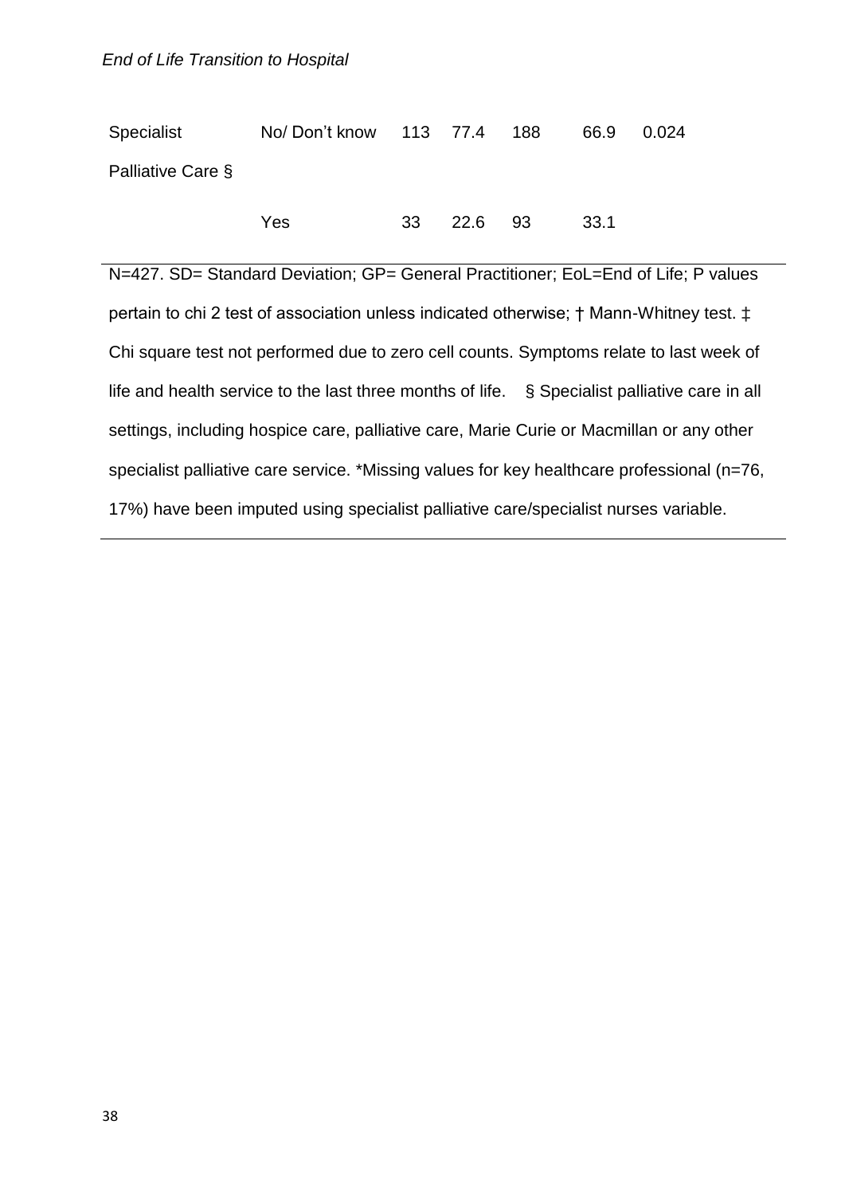| | | | | | | |
|---|---|---|---|---|---|---|
| Specialist Palliative Care § | No/ Don't know | 113 | 77.4 | 188 | 66.9 | 0.024 |
| | Yes | 33 | 22.6 | 93 | 33.1 | |

N=427. SD= Standard Deviation; GP= General Practitioner; EoL=End of Life; P values pertain to chi 2 test of association unless indicated otherwise; † Mann-Whitney test. ‡ Chi square test not performed due to zero cell counts. Symptoms relate to last week of life and health service to the last three months of life. § Specialist palliative care in all settings, including hospice care, palliative care, Marie Curie or Macmillan or any other specialist palliative care service. *Missing values for key healthcare professional (n=76, 17%) have been imputed using specialist palliative care/specialist nurses variable.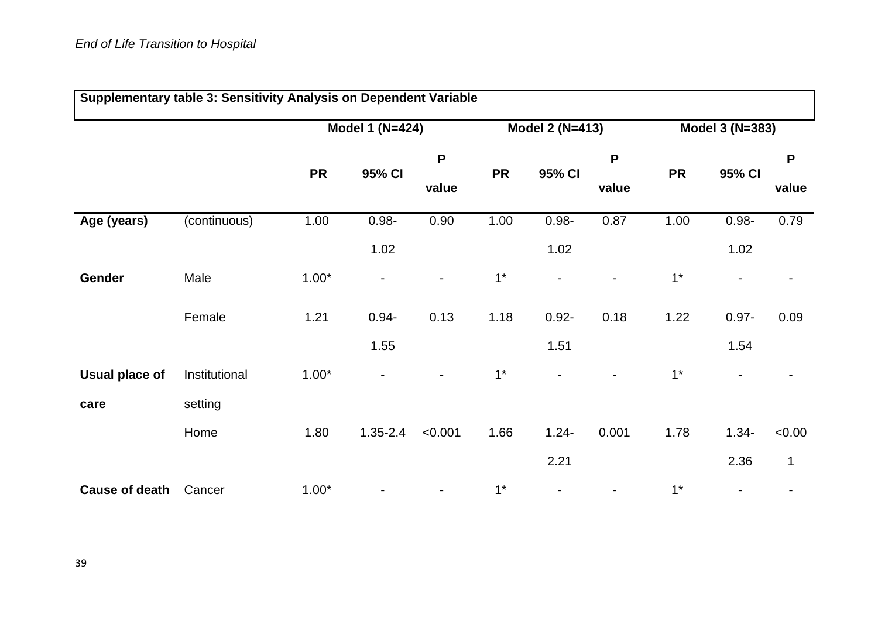| Supplementary table 3: Sensitivity Analysis on Dependent Variable | | | | | | | | | | |
|---|---|---|---|---|---|---|---|---|---|---|
| | | Model 1 (N=424) | | | Model 2 (N=413) | | | Model 3 (N=383) | | |
| | | **PR** | **95% CI** | **P value** | **PR** | **95% CI** | **P value** | **PR** | **95% CI** | **P value** |
| **Age (years)** | (continuous) | 1.00 | 0.98-1.02 | 0.90 | 1.00 | 0.98-1.02 | 0.87 | 1.00 | 0.98-1.02 | 0.79 |
| **Gender** | Male | 1.00* | - | - | 1* | - | - | 1* | - | - |
| | Female | 1.21 | 0.94-1.55 | 0.13 | 1.18 | 0.92-1.51 | 0.18 | 1.22 | 0.97-1.54 | 0.09 |
| **Usual place of care** | Institutional setting | 1.00* | - | - | 1* | - | - | 1* | - | - |
| | Home | 1.80 | 1.35-2.4 | <0.001 | 1.66 | 1.24-2.21 | 0.001 | 1.78 | 1.34-2.36 | <0.001 |
| **Cause of death** | Cancer | 1.00* | - | - | 1* | - | - | 1* | - | - |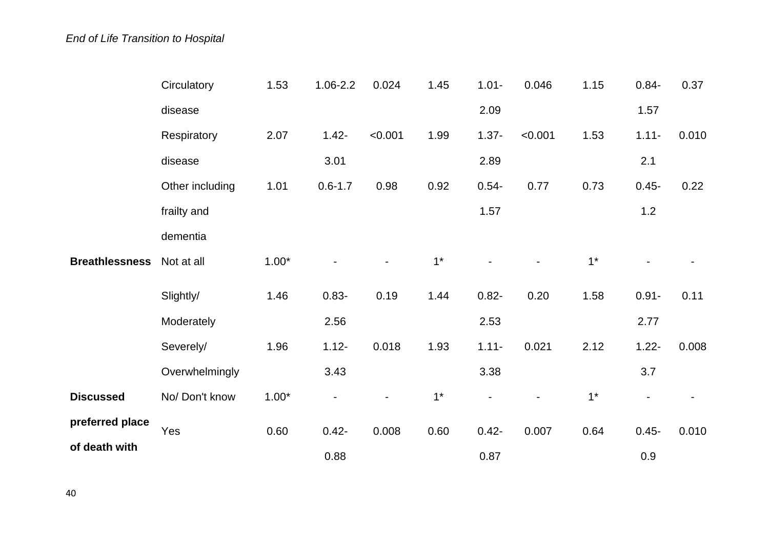| | | | | | | | | | | |
|---|---|---|---|---|---|---|---|---|---|---|
| | Circulatory disease | 1.53 | 1.06-2.2 | 0.024 | 1.45 | 1.01-2.09 | 0.046 | 1.15 | 0.84-1.57 | 0.37 |
| | Respiratory disease | 2.07 | 1.42-3.01 | <0.001 | 1.99 | 1.37-2.89 | <0.001 | 1.53 | 1.11-2.1 | 0.010 |
| | Other including frailty and dementia | 1.01 | 0.6-1.7 | 0.98 | 0.92 | 0.54-1.57 | 0.77 | 0.73 | 0.45-1.2 | 0.22 |
| **Breathlessness** | Not at all | 1.00* | - | - | 1* | - | - | 1* | - | - |
| | Slightly/ Moderately | 1.46 | 0.83-2.56 | 0.19 | 1.44 | 0.82-2.53 | 0.20 | 1.58 | 0.91-2.77 | 0.11 |
| | Severely/ Overwhelmingly | 1.96 | 1.12-3.43 | 0.018 | 1.93 | 1.11-3.38 | 0.021 | 2.12 | 1.22-3.7 | 0.008 |
| **Discussed preferred place of death with** | No/ Don't know | 1.00* | - | - | 1* | - | - | 1* | - | - |
| | Yes | 0.60 | 0.42-0.88 | 0.008 | 0.60 | 0.42-0.87 | 0.007 | 0.64 | 0.45-0.9 | 0.010 |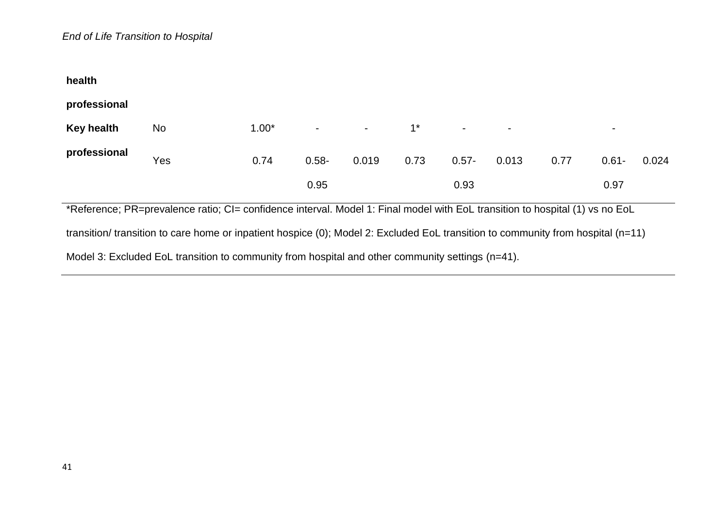| | | | | | | | | | | |
|---|---|---|---|---|---|---|---|---|---|---|
| **health professional** | | | | | | | | | | |
| **Key health professional** | No | 1.00* | - | - | 1* | - | - | | - | |
| | Yes | 0.74 | 0.58-0.95 | 0.019 | 0.73 | 0.57-0.93 | 0.013 | 0.77 | 0.61-0.97 | 0.024 |

*Reference; PR=prevalence ratio; CI= confidence interval. Model 1: Final model with EoL transition to hospital (1) vs no EoL transition/ transition to care home or inpatient hospice (0); Model 2: Excluded EoL transition to community from hospital (n=11) Model 3: Excluded EoL transition to community from hospital and other community settings (n=41).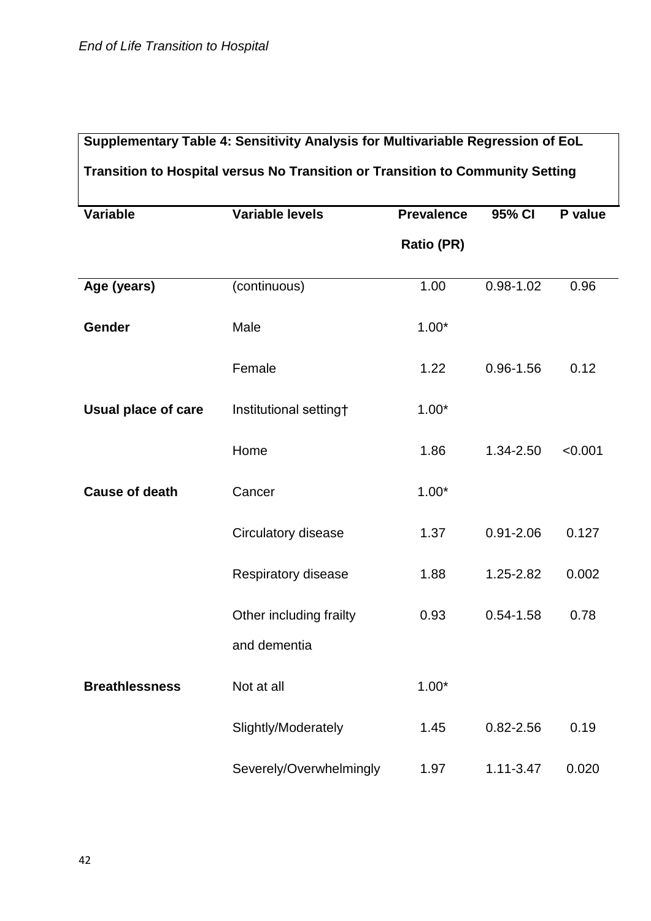**Supplementary Table 4: Sensitivity Analysis for Multivariable Regression of EoL Transition to Hospital versus No Transition or Transition to Community Setting**

| Variable | Variable levels | Prevalence Ratio (PR) | 95% CI | P value |
|---|---|---|---|---|
| **Age (years)** | (continuous) | 1.00 | 0.98-1.02 | 0.96 |
| **Gender** | Male | 1.00* | | |
| | Female | 1.22 | 0.96-1.56 | 0.12 |
| **Usual place of care** | Institutional setting† | 1.00* | | |
| | Home | 1.86 | 1.34-2.50 | <0.001 |
| **Cause of death** | Cancer | 1.00* | | |
| | Circulatory disease | 1.37 | 0.91-2.06 | 0.127 |
| | Respiratory disease | 1.88 | 1.25-2.82 | 0.002 |
| | Other including frailty and dementia | 0.93 | 0.54-1.58 | 0.78 |
| **Breathlessness** | Not at all | 1.00* | | |
| | Slightly/Moderately | 1.45 | 0.82-2.56 | 0.19 |
| | Severely/Overwhelmingly | 1.97 | 1.11-3.47 | 0.020 |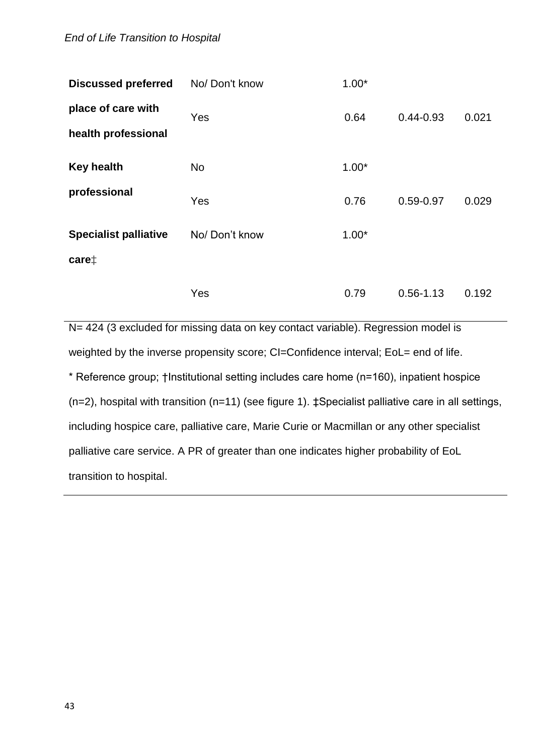| | | | | |
|---|---|---|---|---|
| **Discussed preferred place of care with health professional** | No/ Don't know | 1.00* | | |
| | Yes | 0.64 | 0.44-0.93 | 0.021 |
| **Key health professional** | No | 1.00* | | |
| | Yes | 0.76 | 0.59-0.97 | 0.029 |
| **Specialist palliative care‡** | No/ Don't know | 1.00* | | |
| | Yes | 0.79 | 0.56-1.13 | 0.192 |

N= 424 (3 excluded for missing data on key contact variable). Regression model is weighted by the inverse propensity score; CI=Confidence interval; EoL= end of life.

* Reference group; †Institutional setting includes care home (n=160), inpatient hospice (n=2), hospital with transition (n=11) (see figure 1). ‡Specialist palliative care in all settings, including hospice care, palliative care, Marie Curie or Macmillan or any other specialist palliative care service. A PR of greater than one indicates higher probability of EoL transition to hospital.